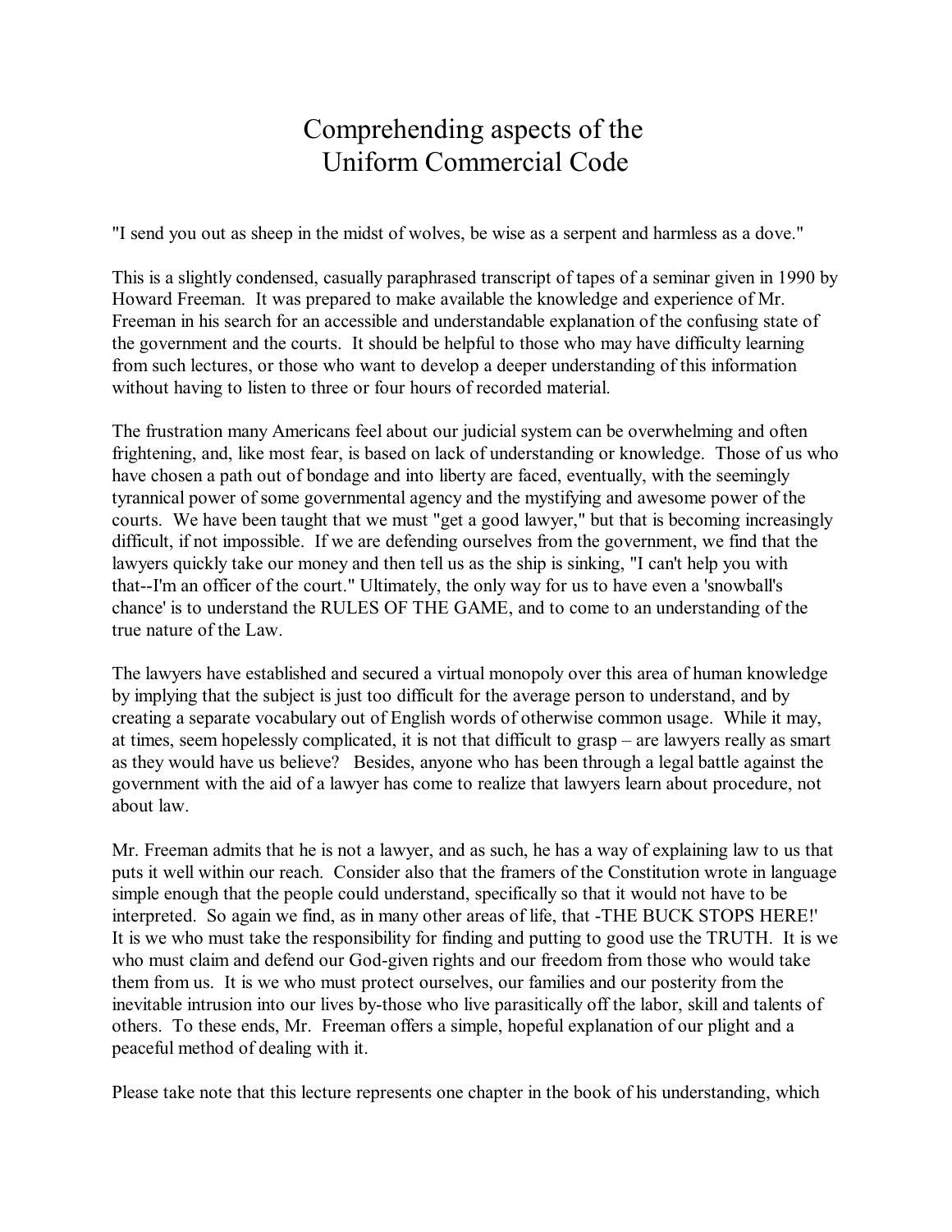# Comprehending aspects of the Uniform Commercial Code

"I send you out as sheep in the midst of wolves, be wise as a serpent and harmless as a dove."

This is a slightly condensed, casually paraphrased transcript of tapes of a seminar given in 1990 by Howard Freeman. It was prepared to make available the knowledge and experience of Mr. Freeman in his search for an accessible and understandable explanation of the confusing state of the government and the courts. It should be helpful to those who may have difficulty learning from such lectures, or those who want to develop a deeper understanding of this information without having to listen to three or four hours of recorded material.

The frustration many Americans feel about our judicial system can be overwhelming and often frightening, and, like most fear, is based on lack of understanding or knowledge. Those of us who have chosen a path out of bondage and into liberty are faced, eventually, with the seemingly tyrannical power of some governmental agency and the mystifying and awesome power of the courts. We have been taught that we must "get a good lawyer," but that is becoming increasingly difficult, if not impossible. If we are defending ourselves from the government, we find that the lawyers quickly take our money and then tell us as the ship is sinking, "I can't help you with that--I'm an officer of the court." Ultimately, the only way for us to have even a 'snowball's chance' is to understand the RULES OF THE GAME, and to come to an understanding of the true nature of the Law.

The lawyers have established and secured a virtual monopoly over this area of human knowledge by implying that the subject is just too difficult for the average person to understand, and by creating a separate vocabulary out of English words of otherwise common usage. While it may, at times, seem hopelessly complicated, it is not that difficult to grasp – are lawyers really as smart as they would have us believe? Besides, anyone who has been through a legal battle against the government with the aid of a lawyer has come to realize that lawyers learn about procedure, not about law.

Mr. Freeman admits that he is not a lawyer, and as such, he has a way of explaining law to us that puts it well within our reach. Consider also that the framers of the Constitution wrote in language simple enough that the people could understand, specifically so that it would not have to be interpreted. So again we find, as in many other areas of life, that -THE BUCK STOPS HERE!' It is we who must take the responsibility for finding and putting to good use the TRUTH. It is we who must claim and defend our God-given rights and our freedom from those who would take them from us. It is we who must protect ourselves, our families and our posterity from the inevitable intrusion into our lives by-those who live parasitically off the labor, skill and talents of others. To these ends, Mr. Freeman offers a simple, hopeful explanation of our plight and a peaceful method of dealing with it.

Please take note that this lecture represents one chapter in the book of his understanding, which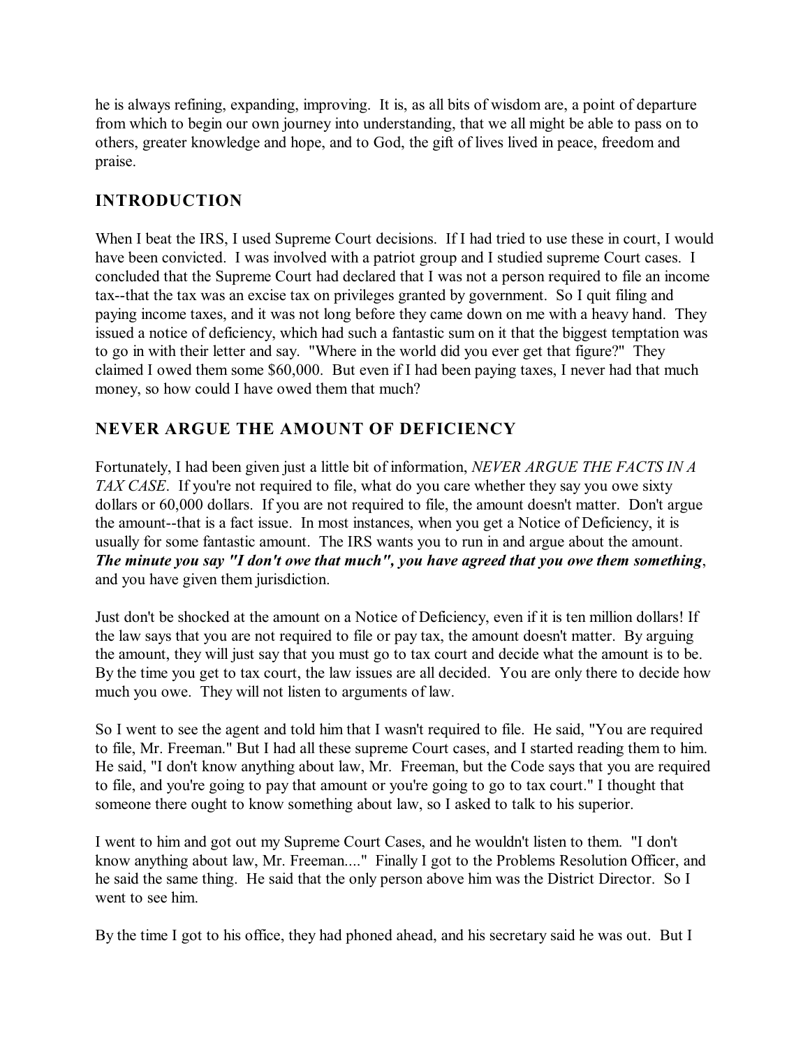he is always refining, expanding, improving. It is, as all bits of wisdom are, a point of departure from which to begin our own journey into understanding, that we all might be able to pass on to others, greater knowledge and hope, and to God, the gift of lives lived in peace, freedom and praise.

## INTRODUCTION

When I beat the IRS, I used Supreme Court decisions. If I had tried to use these in court, I would have been convicted. I was involved with a patriot group and I studied supreme Court cases. I concluded that the Supreme Court had declared that I was not a person required to file an income tax--that the tax was an excise tax on privileges granted by government. So I quit filing and paying income taxes, and it was not long before they came down on me with a heavy hand. They issued a notice of deficiency, which had such a fantastic sum on it that the biggest temptation was to go in with their letter and say. "Where in the world did you ever get that figure?" They claimed I owed them some $60,000. But even if I had been paying taxes, I never had that much money, so how could I have owed them that much?

## NEVER ARGUE THE AMOUNT OF DEFICIENCY

Fortunately, I had been given just a little bit of information, *NEVER ARGUE THE FACTS IN A TAX CASE*. If you're not required to file, what do you care whether they say you owe sixty dollars or 60,000 dollars. If you are not required to file, the amount doesn't matter. Don't argue the amount--that is a fact issue. In most instances, when you get a Notice of Deficiency, it is usually for some fantastic amount. The IRS wants you to run in and argue about the amount. ***The minute you say "I don't owe that much", you have agreed that you owe them something***, and you have given them jurisdiction.

Just don't be shocked at the amount on a Notice of Deficiency, even if it is ten million dollars! If the law says that you are not required to file or pay tax, the amount doesn't matter. By arguing the amount, they will just say that you must go to tax court and decide what the amount is to be. By the time you get to tax court, the law issues are all decided. You are only there to decide how much you owe. They will not listen to arguments of law.

So I went to see the agent and told him that I wasn't required to file. He said, "You are required to file, Mr. Freeman." But I had all these supreme Court cases, and I started reading them to him. He said, "I don't know anything about law, Mr. Freeman, but the Code says that you are required to file, and you're going to pay that amount or you're going to go to tax court." I thought that someone there ought to know something about law, so I asked to talk to his superior.

I went to him and got out my Supreme Court Cases, and he wouldn't listen to them. "I don't know anything about law, Mr. Freeman...." Finally I got to the Problems Resolution Officer, and he said the same thing. He said that the only person above him was the District Director. So I went to see him.

By the time I got to his office, they had phoned ahead, and his secretary said he was out. But I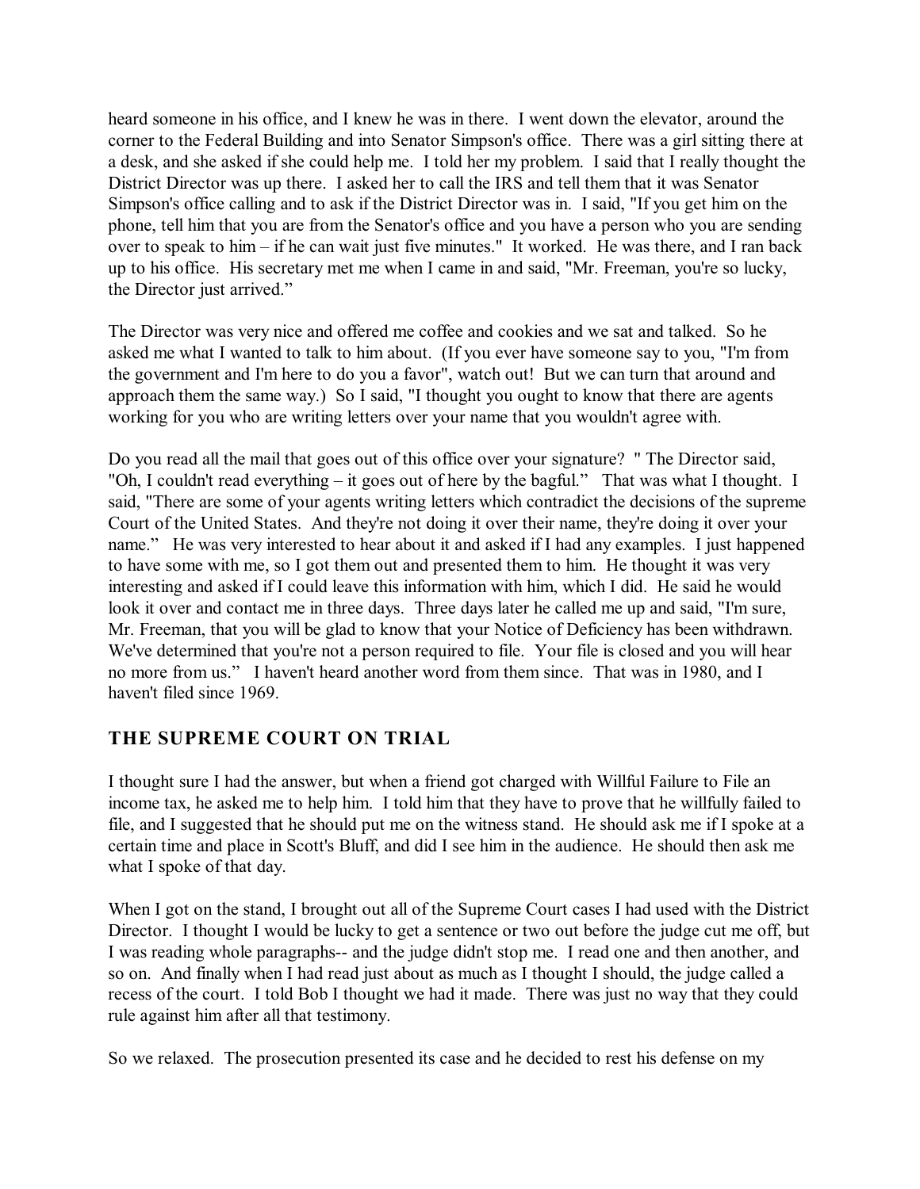heard someone in his office, and I knew he was in there. I went down the elevator, around the corner to the Federal Building and into Senator Simpson's office. There was a girl sitting there at a desk, and she asked if she could help me. I told her my problem. I said that I really thought the District Director was up there. I asked her to call the IRS and tell them that it was Senator Simpson's office calling and to ask if the District Director was in. I said, "If you get him on the phone, tell him that you are from the Senator's office and you have a person who you are sending over to speak to him – if he can wait just five minutes." It worked. He was there, and I ran back up to his office. His secretary met me when I came in and said, "Mr. Freeman, you're so lucky, the Director just arrived."

The Director was very nice and offered me coffee and cookies and we sat and talked. So he asked me what I wanted to talk to him about. (If you ever have someone say to you, "I'm from the government and I'm here to do you a favor", watch out! But we can turn that around and approach them the same way.) So I said, "I thought you ought to know that there are agents working for you who are writing letters over your name that you wouldn't agree with.

Do you read all the mail that goes out of this office over your signature? " The Director said, "Oh, I couldn't read everything – it goes out of here by the bagful." That was what I thought. I said, "There are some of your agents writing letters which contradict the decisions of the supreme Court of the United States. And they're not doing it over their name, they're doing it over your name." He was very interested to hear about it and asked if I had any examples. I just happened to have some with me, so I got them out and presented them to him. He thought it was very interesting and asked if I could leave this information with him, which I did. He said he would look it over and contact me in three days. Three days later he called me up and said, "I'm sure, Mr. Freeman, that you will be glad to know that your Notice of Deficiency has been withdrawn. We've determined that you're not a person required to file. Your file is closed and you will hear no more from us." I haven't heard another word from them since. That was in 1980, and I haven't filed since 1969.

## THE SUPREME COURT ON TRIAL

I thought sure I had the answer, but when a friend got charged with Willful Failure to File an income tax, he asked me to help him. I told him that they have to prove that he willfully failed to file, and I suggested that he should put me on the witness stand. He should ask me if I spoke at a certain time and place in Scott's Bluff, and did I see him in the audience. He should then ask me what I spoke of that day.

When I got on the stand, I brought out all of the Supreme Court cases I had used with the District Director. I thought I would be lucky to get a sentence or two out before the judge cut me off, but I was reading whole paragraphs-- and the judge didn't stop me. I read one and then another, and so on. And finally when I had read just about as much as I thought I should, the judge called a recess of the court. I told Bob I thought we had it made. There was just no way that they could rule against him after all that testimony.

So we relaxed. The prosecution presented its case and he decided to rest his defense on my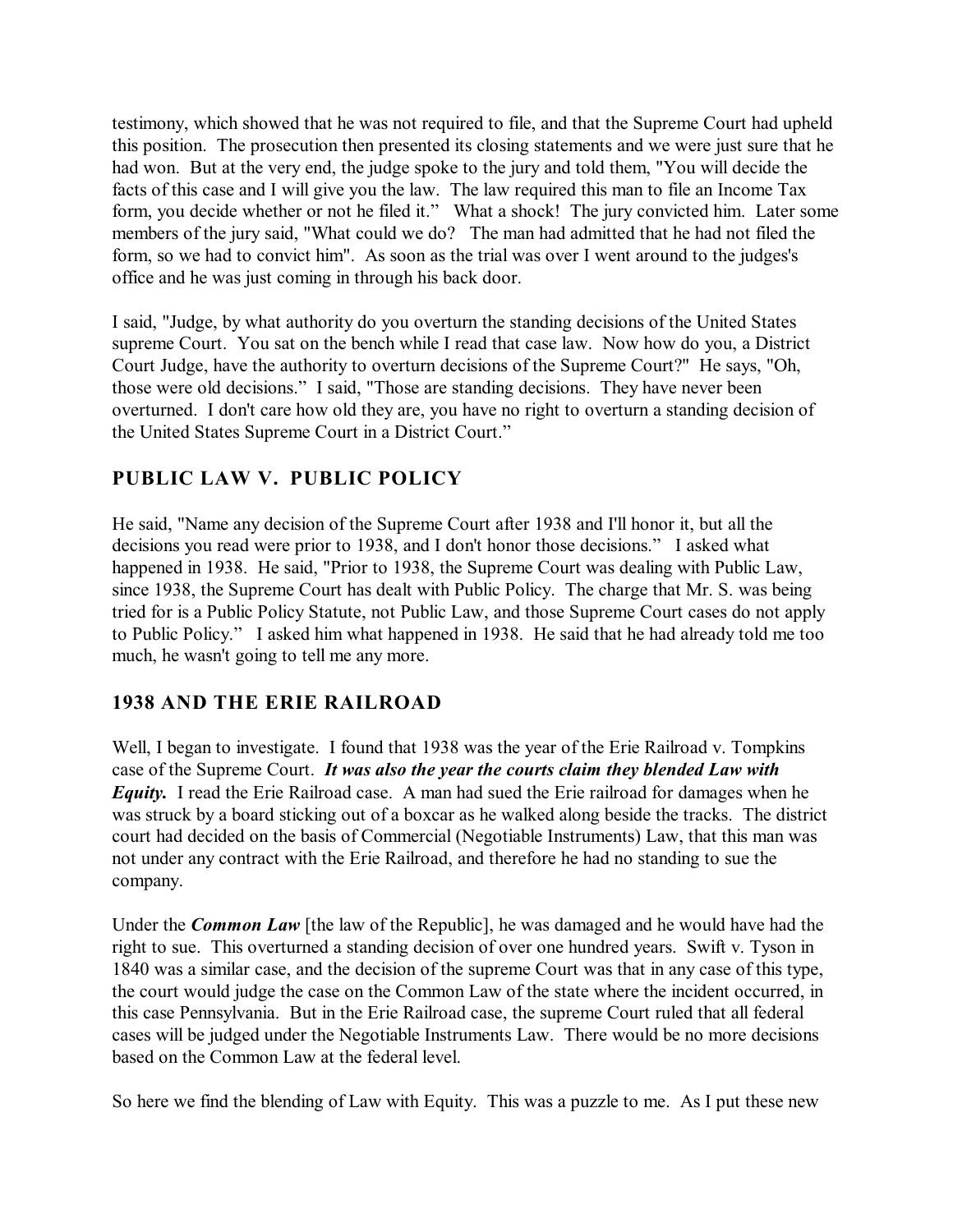testimony, which showed that he was not required to file, and that the Supreme Court had upheld this position. The prosecution then presented its closing statements and we were just sure that he had won. But at the very end, the judge spoke to the jury and told them, "You will decide the facts of this case and I will give you the law. The law required this man to file an Income Tax form, you decide whether or not he filed it." What a shock! The jury convicted him. Later some members of the jury said, "What could we do? The man had admitted that he had not filed the form, so we had to convict him". As soon as the trial was over I went around to the judges's office and he was just coming in through his back door.

I said, "Judge, by what authority do you overturn the standing decisions of the United States supreme Court. You sat on the bench while I read that case law. Now how do you, a District Court Judge, have the authority to overturn decisions of the Supreme Court?" He says, "Oh, those were old decisions." I said, "Those are standing decisions. They have never been overturned. I don't care how old they are, you have no right to overturn a standing decision of the United States Supreme Court in a District Court."

## PUBLIC LAW V. PUBLIC POLICY

He said, "Name any decision of the Supreme Court after 1938 and I'll honor it, but all the decisions you read were prior to 1938, and I don't honor those decisions." I asked what happened in 1938. He said, "Prior to 1938, the Supreme Court was dealing with Public Law, since 1938, the Supreme Court has dealt with Public Policy. The charge that Mr. S. was being tried for is a Public Policy Statute, not Public Law, and those Supreme Court cases do not apply to Public Policy." I asked him what happened in 1938. He said that he had already told me too much, he wasn't going to tell me any more.

## 1938 AND THE ERIE RAILROAD

Well, I began to investigate. I found that 1938 was the year of the Erie Railroad v. Tompkins case of the Supreme Court. ***It was also the year the courts claim they blended Law with Equity.*** I read the Erie Railroad case. A man had sued the Erie railroad for damages when he was struck by a board sticking out of a boxcar as he walked along beside the tracks. The district court had decided on the basis of Commercial (Negotiable Instruments) Law, that this man was not under any contract with the Erie Railroad, and therefore he had no standing to sue the company.

Under the ***Common Law*** [the law of the Republic], he was damaged and he would have had the right to sue. This overturned a standing decision of over one hundred years. Swift v. Tyson in 1840 was a similar case, and the decision of the supreme Court was that in any case of this type, the court would judge the case on the Common Law of the state where the incident occurred, in this case Pennsylvania. But in the Erie Railroad case, the supreme Court ruled that all federal cases will be judged under the Negotiable Instruments Law. There would be no more decisions based on the Common Law at the federal level.

So here we find the blending of Law with Equity. This was a puzzle to me. As I put these new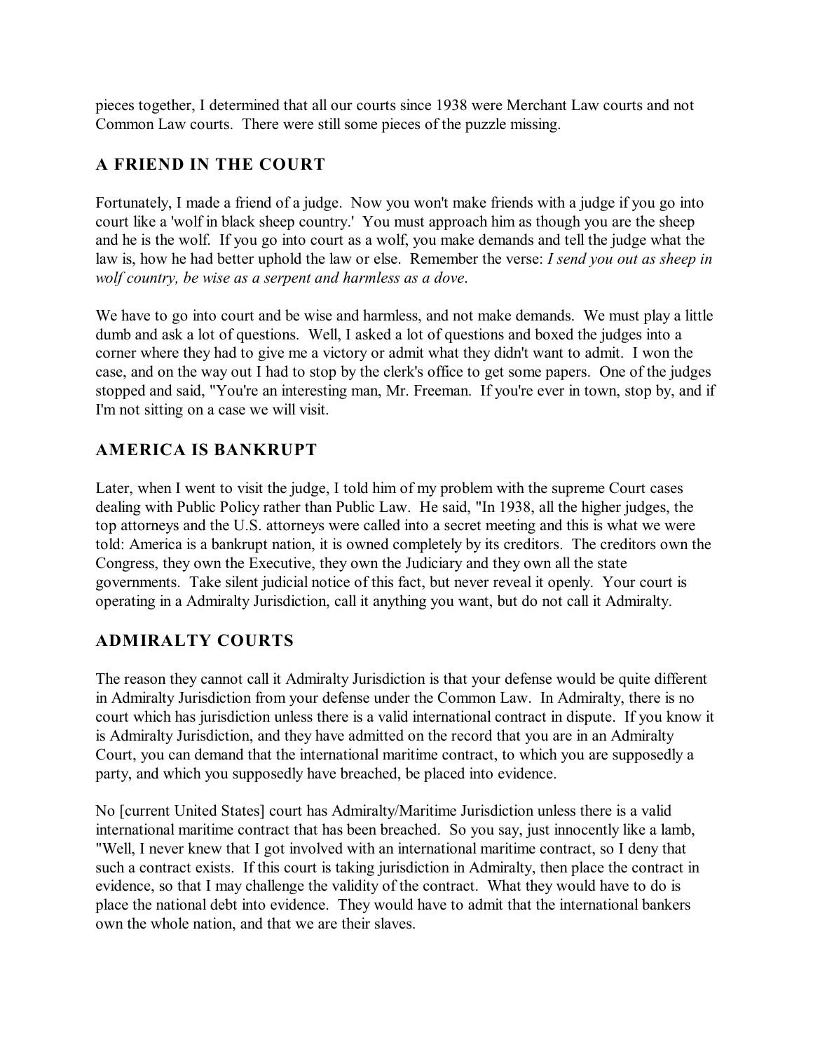pieces together, I determined that all our courts since 1938 were Merchant Law courts and not Common Law courts. There were still some pieces of the puzzle missing.

## A FRIEND IN THE COURT

Fortunately, I made a friend of a judge. Now you won't make friends with a judge if you go into court like a 'wolf in black sheep country.' You must approach him as though you are the sheep and he is the wolf. If you go into court as a wolf, you make demands and tell the judge what the law is, how he had better uphold the law or else. Remember the verse: *I send you out as sheep in wolf country, be wise as a serpent and harmless as a dove*.

We have to go into court and be wise and harmless, and not make demands. We must play a little dumb and ask a lot of questions. Well, I asked a lot of questions and boxed the judges into a corner where they had to give me a victory or admit what they didn't want to admit. I won the case, and on the way out I had to stop by the clerk's office to get some papers. One of the judges stopped and said, "You're an interesting man, Mr. Freeman. If you're ever in town, stop by, and if I'm not sitting on a case we will visit.

## AMERICA IS BANKRUPT

Later, when I went to visit the judge, I told him of my problem with the supreme Court cases dealing with Public Policy rather than Public Law. He said, "In 1938, all the higher judges, the top attorneys and the U.S. attorneys were called into a secret meeting and this is what we were told: America is a bankrupt nation, it is owned completely by its creditors. The creditors own the Congress, they own the Executive, they own the Judiciary and they own all the state governments. Take silent judicial notice of this fact, but never reveal it openly. Your court is operating in a Admiralty Jurisdiction, call it anything you want, but do not call it Admiralty.

## ADMIRALTY COURTS

The reason they cannot call it Admiralty Jurisdiction is that your defense would be quite different in Admiralty Jurisdiction from your defense under the Common Law. In Admiralty, there is no court which has jurisdiction unless there is a valid international contract in dispute. If you know it is Admiralty Jurisdiction, and they have admitted on the record that you are in an Admiralty Court, you can demand that the international maritime contract, to which you are supposedly a party, and which you supposedly have breached, be placed into evidence.

No [current United States] court has Admiralty/Maritime Jurisdiction unless there is a valid international maritime contract that has been breached. So you say, just innocently like a lamb, "Well, I never knew that I got involved with an international maritime contract, so I deny that such a contract exists. If this court is taking jurisdiction in Admiralty, then place the contract in evidence, so that I may challenge the validity of the contract. What they would have to do is place the national debt into evidence. They would have to admit that the international bankers own the whole nation, and that we are their slaves.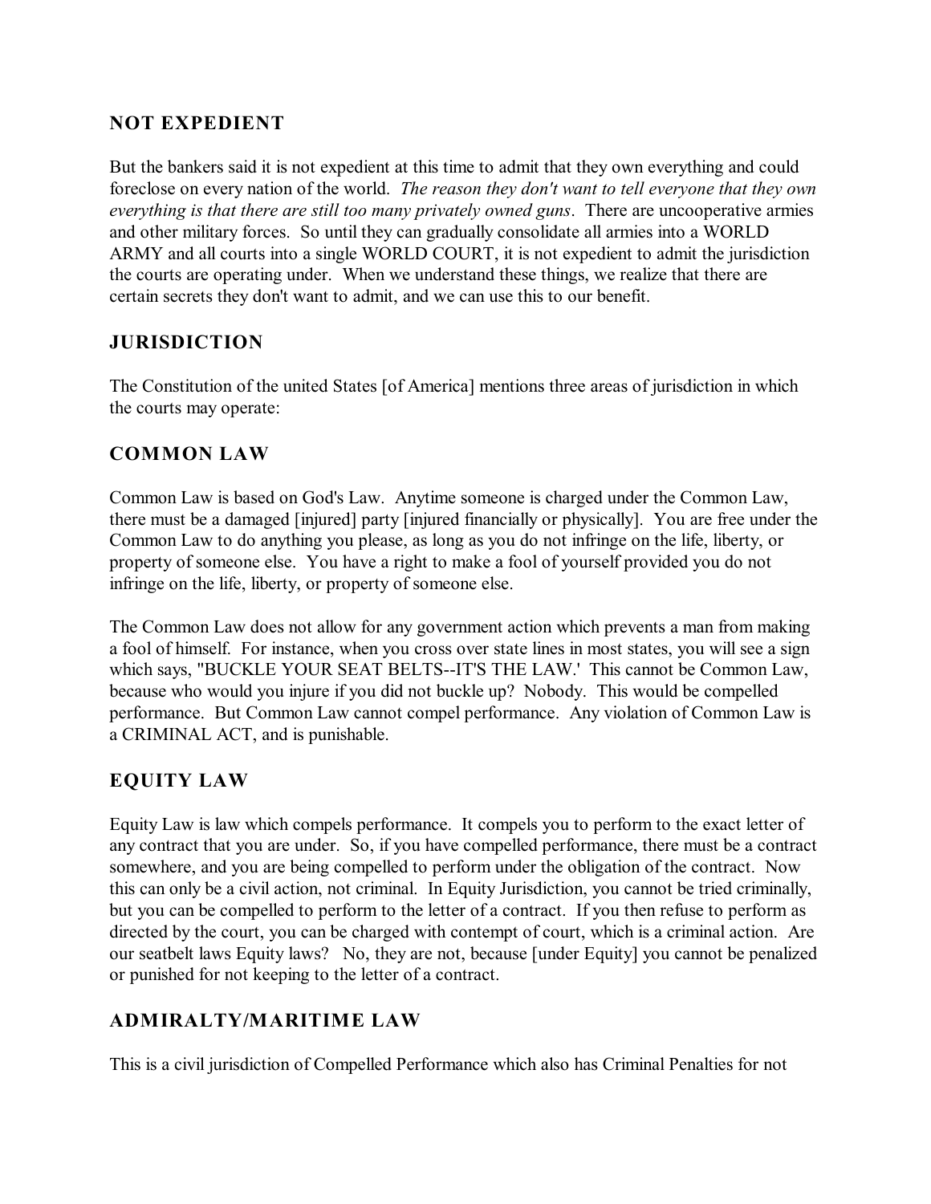## NOT EXPEDIENT

But the bankers said it is not expedient at this time to admit that they own everything and could foreclose on every nation of the world. *The reason they don't want to tell everyone that they own everything is that there are still too many privately owned guns*. There are uncooperative armies and other military forces. So until they can gradually consolidate all armies into a WORLD ARMY and all courts into a single WORLD COURT, it is not expedient to admit the jurisdiction the courts are operating under. When we understand these things, we realize that there are certain secrets they don't want to admit, and we can use this to our benefit.

## JURISDICTION

The Constitution of the united States [of America] mentions three areas of jurisdiction in which the courts may operate:

## COMMON LAW

Common Law is based on God's Law. Anytime someone is charged under the Common Law, there must be a damaged [injured] party [injured financially or physically]. You are free under the Common Law to do anything you please, as long as you do not infringe on the life, liberty, or property of someone else. You have a right to make a fool of yourself provided you do not infringe on the life, liberty, or property of someone else.

The Common Law does not allow for any government action which prevents a man from making a fool of himself. For instance, when you cross over state lines in most states, you will see a sign which says, "BUCKLE YOUR SEAT BELTS--IT'S THE LAW.' This cannot be Common Law, because who would you injure if you did not buckle up? Nobody. This would be compelled performance. But Common Law cannot compel performance. Any violation of Common Law is a CRIMINAL ACT, and is punishable.

## EQUITY LAW

Equity Law is law which compels performance. It compels you to perform to the exact letter of any contract that you are under. So, if you have compelled performance, there must be a contract somewhere, and you are being compelled to perform under the obligation of the contract. Now this can only be a civil action, not criminal. In Equity Jurisdiction, you cannot be tried criminally, but you can be compelled to perform to the letter of a contract. If you then refuse to perform as directed by the court, you can be charged with contempt of court, which is a criminal action. Are our seatbelt laws Equity laws? No, they are not, because [under Equity] you cannot be penalized or punished for not keeping to the letter of a contract.

## ADMIRALTY/MARITIME LAW

This is a civil jurisdiction of Compelled Performance which also has Criminal Penalties for not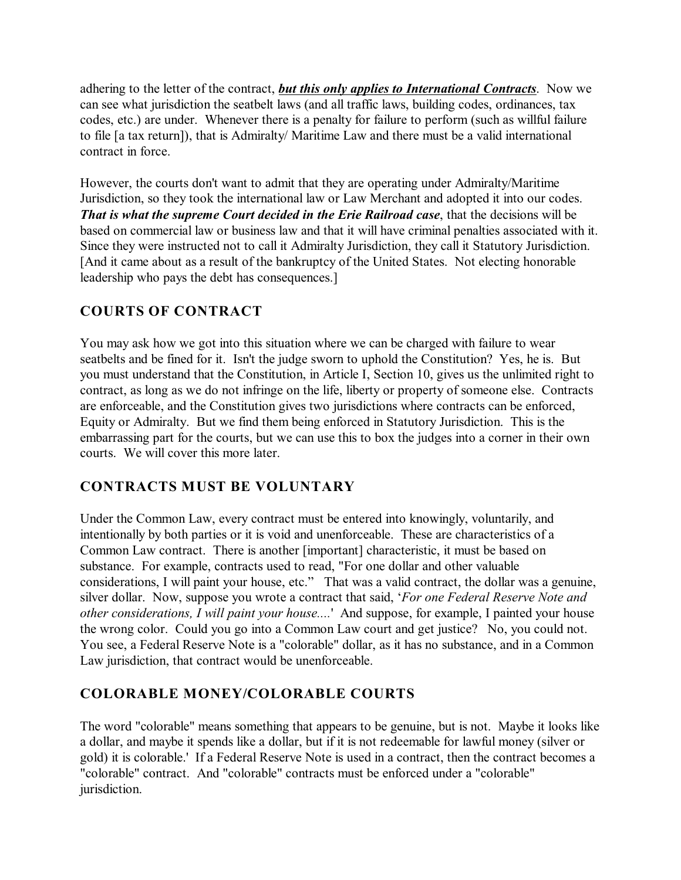adhering to the letter of the contract, ***but this only applies to International Contracts***. Now we can see what jurisdiction the seatbelt laws (and all traffic laws, building codes, ordinances, tax codes, etc.) are under. Whenever there is a penalty for failure to perform (such as willful failure to file [a tax return]), that is Admiralty/ Maritime Law and there must be a valid international contract in force.

However, the courts don't want to admit that they are operating under Admiralty/Maritime Jurisdiction, so they took the international law or Law Merchant and adopted it into our codes. ***That is what the supreme Court decided in the Erie Railroad case***, that the decisions will be based on commercial law or business law and that it will have criminal penalties associated with it. Since they were instructed not to call it Admiralty Jurisdiction, they call it Statutory Jurisdiction. [And it came about as a result of the bankruptcy of the United States. Not electing honorable leadership who pays the debt has consequences.]

## COURTS OF CONTRACT

You may ask how we got into this situation where we can be charged with failure to wear seatbelts and be fined for it. Isn't the judge sworn to uphold the Constitution? Yes, he is. But you must understand that the Constitution, in Article I, Section 10, gives us the unlimited right to contract, as long as we do not infringe on the life, liberty or property of someone else. Contracts are enforceable, and the Constitution gives two jurisdictions where contracts can be enforced, Equity or Admiralty. But we find them being enforced in Statutory Jurisdiction. This is the embarrassing part for the courts, but we can use this to box the judges into a corner in their own courts. We will cover this more later.

## CONTRACTS MUST BE VOLUNTARY

Under the Common Law, every contract must be entered into knowingly, voluntarily, and intentionally by both parties or it is void and unenforceable. These are characteristics of a Common Law contract. There is another [important] characteristic, it must be based on substance. For example, contracts used to read, "For one dollar and other valuable considerations, I will paint your house, etc." That was a valid contract, the dollar was a genuine, silver dollar. Now, suppose you wrote a contract that said, '*For one Federal Reserve Note and other considerations, I will paint your house....*' And suppose, for example, I painted your house the wrong color. Could you go into a Common Law court and get justice? No, you could not. You see, a Federal Reserve Note is a "colorable" dollar, as it has no substance, and in a Common Law jurisdiction, that contract would be unenforceable.

## COLORABLE MONEY/COLORABLE COURTS

The word "colorable" means something that appears to be genuine, but is not. Maybe it looks like a dollar, and maybe it spends like a dollar, but if it is not redeemable for lawful money (silver or gold) it is colorable.' If a Federal Reserve Note is used in a contract, then the contract becomes a "colorable" contract. And "colorable" contracts must be enforced under a "colorable" jurisdiction.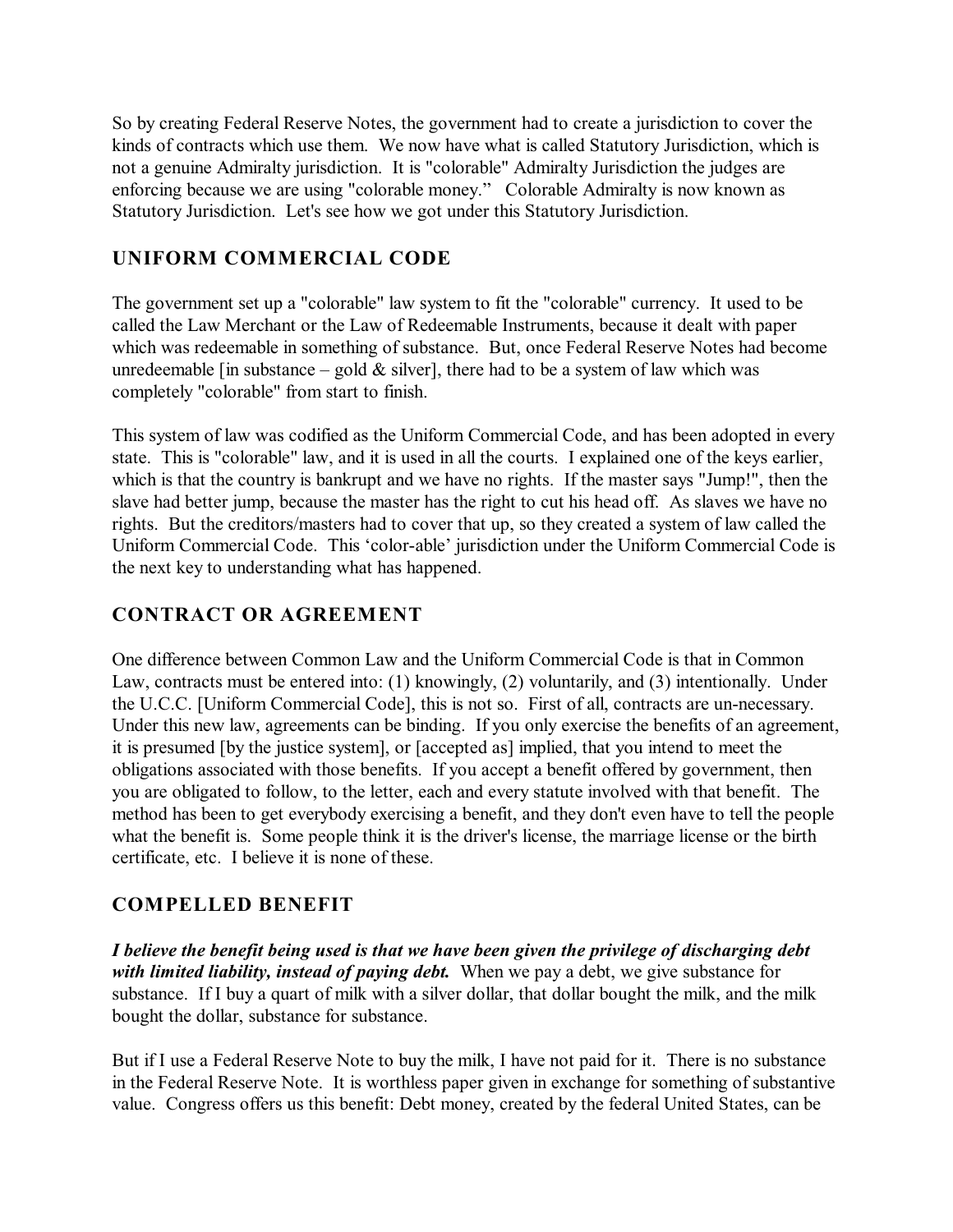So by creating Federal Reserve Notes, the government had to create a jurisdiction to cover the kinds of contracts which use them. We now have what is called Statutory Jurisdiction, which is not a genuine Admiralty jurisdiction. It is "colorable" Admiralty Jurisdiction the judges are enforcing because we are using "colorable money." Colorable Admiralty is now known as Statutory Jurisdiction. Let's see how we got under this Statutory Jurisdiction.

## UNIFORM COMMERCIAL CODE

The government set up a "colorable" law system to fit the "colorable" currency. It used to be called the Law Merchant or the Law of Redeemable Instruments, because it dealt with paper which was redeemable in something of substance. But, once Federal Reserve Notes had become unredeemable [in substance – gold & silver], there had to be a system of law which was completely "colorable" from start to finish.

This system of law was codified as the Uniform Commercial Code, and has been adopted in every state. This is "colorable" law, and it is used in all the courts. I explained one of the keys earlier, which is that the country is bankrupt and we have no rights. If the master says "Jump!", then the slave had better jump, because the master has the right to cut his head off. As slaves we have no rights. But the creditors/masters had to cover that up, so they created a system of law called the Uniform Commercial Code. This 'color-able' jurisdiction under the Uniform Commercial Code is the next key to understanding what has happened.

## CONTRACT OR AGREEMENT

One difference between Common Law and the Uniform Commercial Code is that in Common Law, contracts must be entered into: (1) knowingly, (2) voluntarily, and (3) intentionally. Under the U.C.C. [Uniform Commercial Code], this is not so. First of all, contracts are un-necessary. Under this new law, agreements can be binding. If you only exercise the benefits of an agreement, it is presumed [by the justice system], or [accepted as] implied, that you intend to meet the obligations associated with those benefits. If you accept a benefit offered by government, then you are obligated to follow, to the letter, each and every statute involved with that benefit. The method has been to get everybody exercising a benefit, and they don't even have to tell the people what the benefit is. Some people think it is the driver's license, the marriage license or the birth certificate, etc. I believe it is none of these.

## COMPELLED BENEFIT

***I believe the benefit being used is that we have been given the privilege of discharging debt with limited liability, instead of paying debt.*** When we pay a debt, we give substance for substance. If I buy a quart of milk with a silver dollar, that dollar bought the milk, and the milk bought the dollar, substance for substance.

But if I use a Federal Reserve Note to buy the milk, I have not paid for it. There is no substance in the Federal Reserve Note. It is worthless paper given in exchange for something of substantive value. Congress offers us this benefit: Debt money, created by the federal United States, can be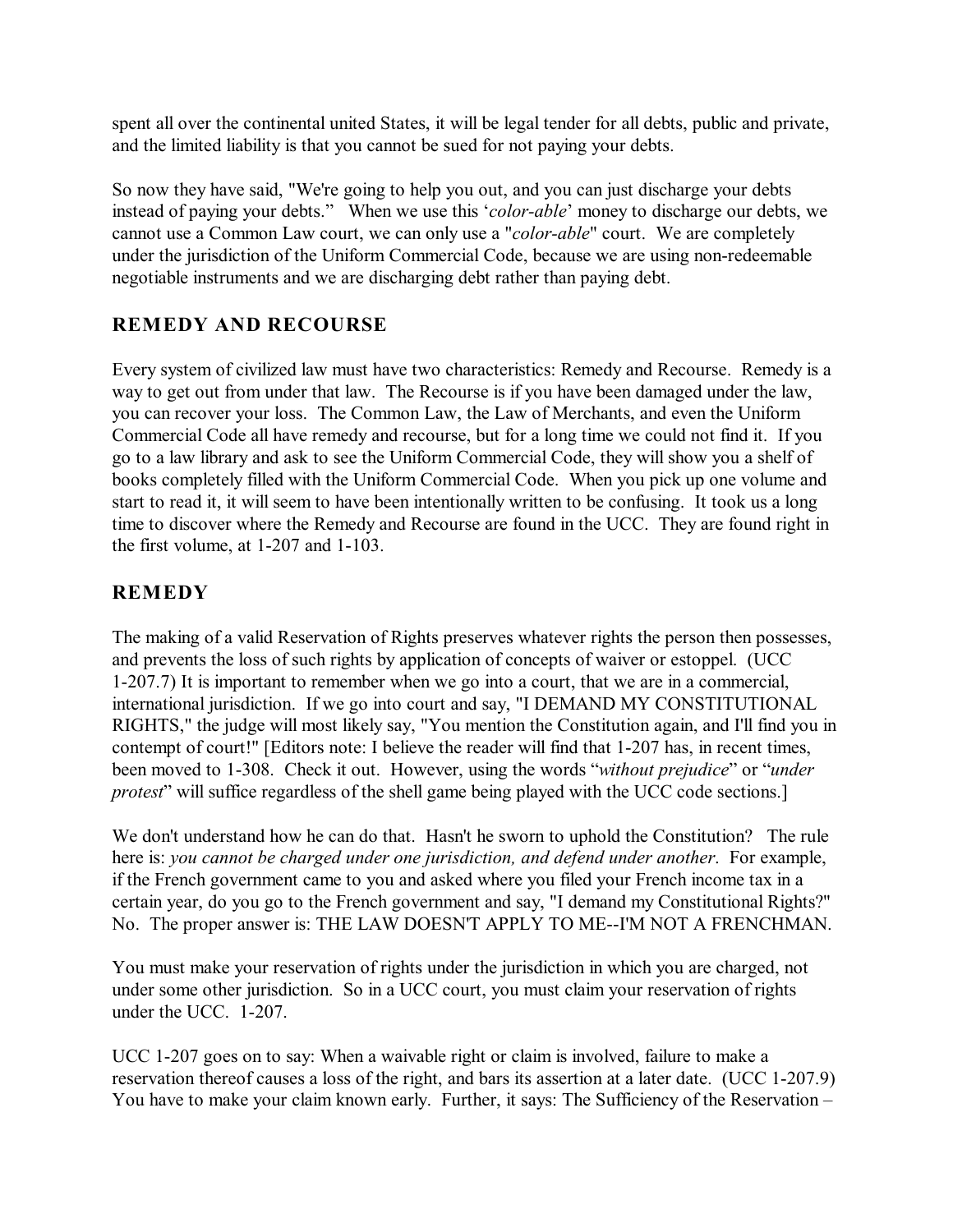spent all over the continental united States, it will be legal tender for all debts, public and private, and the limited liability is that you cannot be sued for not paying your debts.

So now they have said, "We're going to help you out, and you can just discharge your debts instead of paying your debts." When we use this '*color-able*' money to discharge our debts, we cannot use a Common Law court, we can only use a "*color-able*" court. We are completely under the jurisdiction of the Uniform Commercial Code, because we are using non-redeemable negotiable instruments and we are discharging debt rather than paying debt.

## REMEDY AND RECOURSE

Every system of civilized law must have two characteristics: Remedy and Recourse. Remedy is a way to get out from under that law. The Recourse is if you have been damaged under the law, you can recover your loss. The Common Law, the Law of Merchants, and even the Uniform Commercial Code all have remedy and recourse, but for a long time we could not find it. If you go to a law library and ask to see the Uniform Commercial Code, they will show you a shelf of books completely filled with the Uniform Commercial Code. When you pick up one volume and start to read it, it will seem to have been intentionally written to be confusing. It took us a long time to discover where the Remedy and Recourse are found in the UCC. They are found right in the first volume, at 1-207 and 1-103.

## REMEDY

The making of a valid Reservation of Rights preserves whatever rights the person then possesses, and prevents the loss of such rights by application of concepts of waiver or estoppel. (UCC 1-207.7) It is important to remember when we go into a court, that we are in a commercial, international jurisdiction. If we go into court and say, "I DEMAND MY CONSTITUTIONAL RIGHTS," the judge will most likely say, "You mention the Constitution again, and I'll find you in contempt of court!" [Editors note: I believe the reader will find that 1-207 has, in recent times, been moved to 1-308. Check it out. However, using the words "*without prejudice*" or "*under protest*" will suffice regardless of the shell game being played with the UCC code sections.]

We don't understand how he can do that. Hasn't he sworn to uphold the Constitution? The rule here is: *you cannot be charged under one jurisdiction, and defend under another*. For example, if the French government came to you and asked where you filed your French income tax in a certain year, do you go to the French government and say, "I demand my Constitutional Rights?" No. The proper answer is: THE LAW DOESN'T APPLY TO ME--I'M NOT A FRENCHMAN.

You must make your reservation of rights under the jurisdiction in which you are charged, not under some other jurisdiction. So in a UCC court, you must claim your reservation of rights under the UCC. 1-207.

UCC 1-207 goes on to say: When a waivable right or claim is involved, failure to make a reservation thereof causes a loss of the right, and bars its assertion at a later date. (UCC 1-207.9) You have to make your claim known early. Further, it says: The Sufficiency of the Reservation –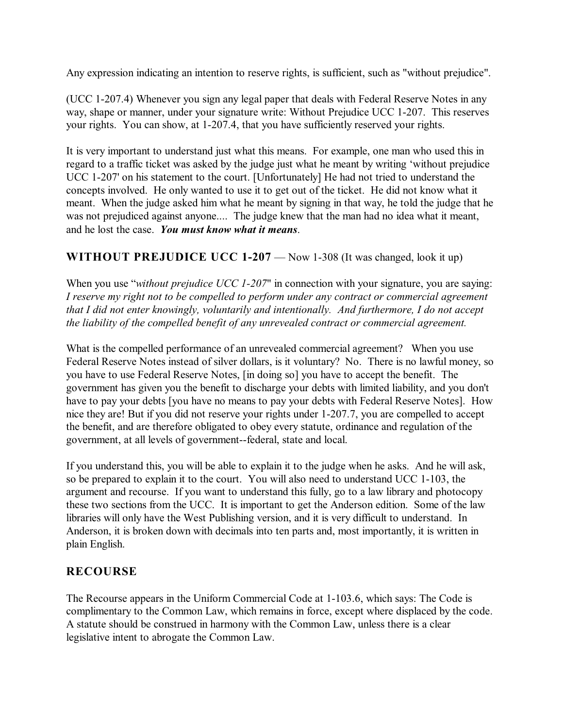Any expression indicating an intention to reserve rights, is sufficient, such as "without prejudice".

(UCC 1-207.4) Whenever you sign any legal paper that deals with Federal Reserve Notes in any way, shape or manner, under your signature write: Without Prejudice UCC 1-207. This reserves your rights. You can show, at 1-207.4, that you have sufficiently reserved your rights.

It is very important to understand just what this means. For example, one man who used this in regard to a traffic ticket was asked by the judge just what he meant by writing 'without prejudice UCC 1-207' on his statement to the court. [Unfortunately] He had not tried to understand the concepts involved. He only wanted to use it to get out of the ticket. He did not know what it meant. When the judge asked him what he meant by signing in that way, he told the judge that he was not prejudiced against anyone.... The judge knew that the man had no idea what it meant, and he lost the case. ***You must know what it means***.

## WITHOUT PREJUDICE UCC 1-207 — Now 1-308 (It was changed, look it up)

When you use "*without prejudice UCC 1-207*" in connection with your signature, you are saying: *I reserve my right not to be compelled to perform under any contract or commercial agreement that I did not enter knowingly, voluntarily and intentionally. And furthermore, I do not accept the liability of the compelled benefit of any unrevealed contract or commercial agreement.*

What is the compelled performance of an unrevealed commercial agreement? When you use Federal Reserve Notes instead of silver dollars, is it voluntary? No. There is no lawful money, so you have to use Federal Reserve Notes, [in doing so] you have to accept the benefit. The government has given you the benefit to discharge your debts with limited liability, and you don't have to pay your debts [you have no means to pay your debts with Federal Reserve Notes]. How nice they are! But if you did not reserve your rights under 1-207.7, you are compelled to accept the benefit, and are therefore obligated to obey every statute, ordinance and regulation of the government, at all levels of government--federal, state and local.

If you understand this, you will be able to explain it to the judge when he asks. And he will ask, so be prepared to explain it to the court. You will also need to understand UCC 1-103, the argument and recourse. If you want to understand this fully, go to a law library and photocopy these two sections from the UCC. It is important to get the Anderson edition. Some of the law libraries will only have the West Publishing version, and it is very difficult to understand. In Anderson, it is broken down with decimals into ten parts and, most importantly, it is written in plain English.

## RECOURSE

The Recourse appears in the Uniform Commercial Code at 1-103.6, which says: The Code is complimentary to the Common Law, which remains in force, except where displaced by the code. A statute should be construed in harmony with the Common Law, unless there is a clear legislative intent to abrogate the Common Law.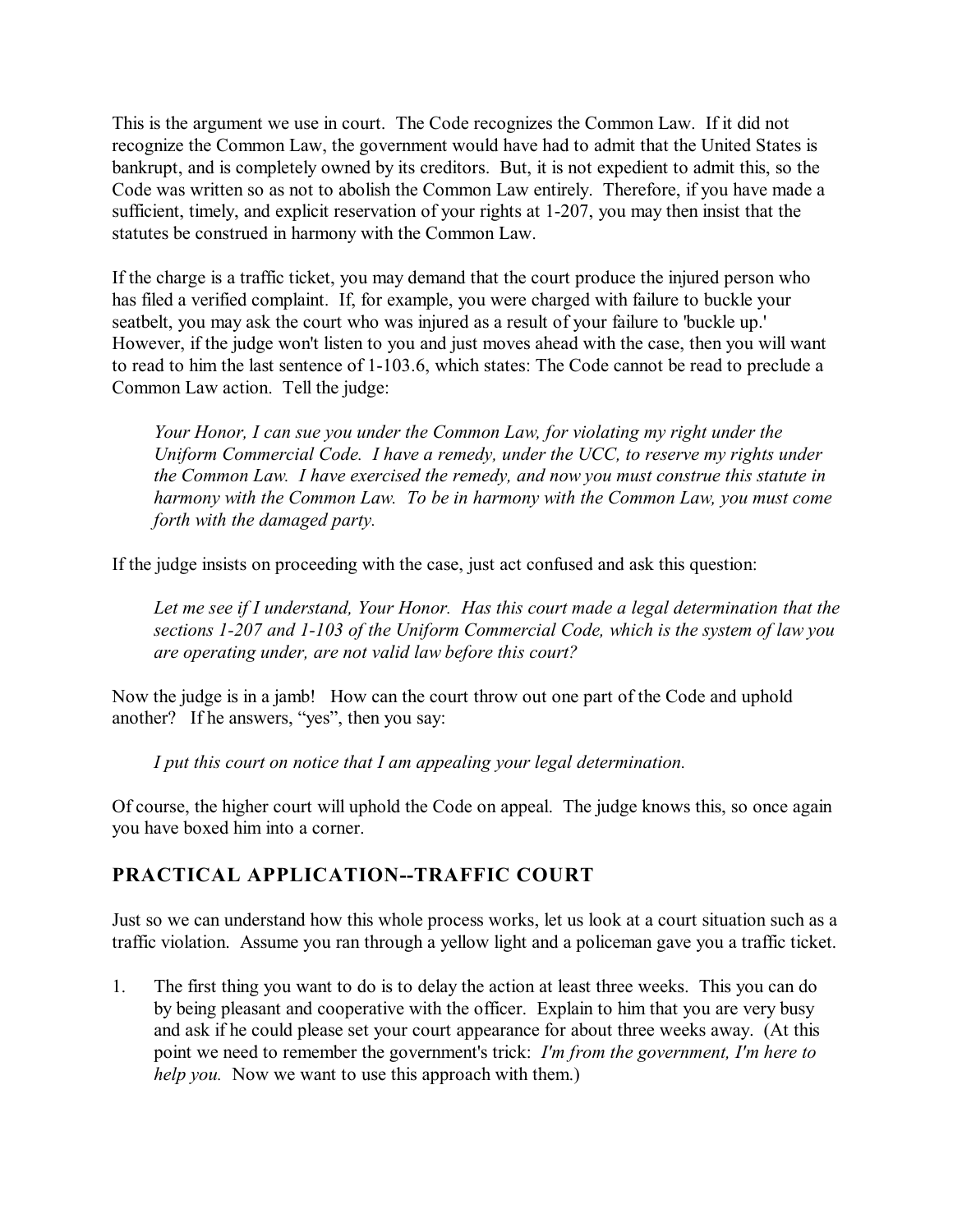This is the argument we use in court. The Code recognizes the Common Law. If it did not recognize the Common Law, the government would have had to admit that the United States is bankrupt, and is completely owned by its creditors. But, it is not expedient to admit this, so the Code was written so as not to abolish the Common Law entirely. Therefore, if you have made a sufficient, timely, and explicit reservation of your rights at 1-207, you may then insist that the statutes be construed in harmony with the Common Law.

If the charge is a traffic ticket, you may demand that the court produce the injured person who has filed a verified complaint. If, for example, you were charged with failure to buckle your seatbelt, you may ask the court who was injured as a result of your failure to 'buckle up.' However, if the judge won't listen to you and just moves ahead with the case, then you will want to read to him the last sentence of 1-103.6, which states: The Code cannot be read to preclude a Common Law action. Tell the judge:

> *Your Honor, I can sue you under the Common Law, for violating my right under the Uniform Commercial Code. I have a remedy, under the UCC, to reserve my rights under the Common Law. I have exercised the remedy, and now you must construe this statute in harmony with the Common Law. To be in harmony with the Common Law, you must come forth with the damaged party.*

If the judge insists on proceeding with the case, just act confused and ask this question:

> *Let me see if I understand, Your Honor. Has this court made a legal determination that the sections 1-207 and 1-103 of the Uniform Commercial Code, which is the system of law you are operating under, are not valid law before this court?*

Now the judge is in a jamb! How can the court throw out one part of the Code and uphold another? If he answers, "yes", then you say:

> *I put this court on notice that I am appealing your legal determination.*

Of course, the higher court will uphold the Code on appeal. The judge knows this, so once again you have boxed him into a corner.

## PRACTICAL APPLICATION--TRAFFIC COURT

Just so we can understand how this whole process works, let us look at a court situation such as a traffic violation. Assume you ran through a yellow light and a policeman gave you a traffic ticket.

1. The first thing you want to do is to delay the action at least three weeks. This you can do by being pleasant and cooperative with the officer. Explain to him that you are very busy and ask if he could please set your court appearance for about three weeks away. (At this point we need to remember the government's trick: *I'm from the government, I'm here to help you.* Now we want to use this approach with them.)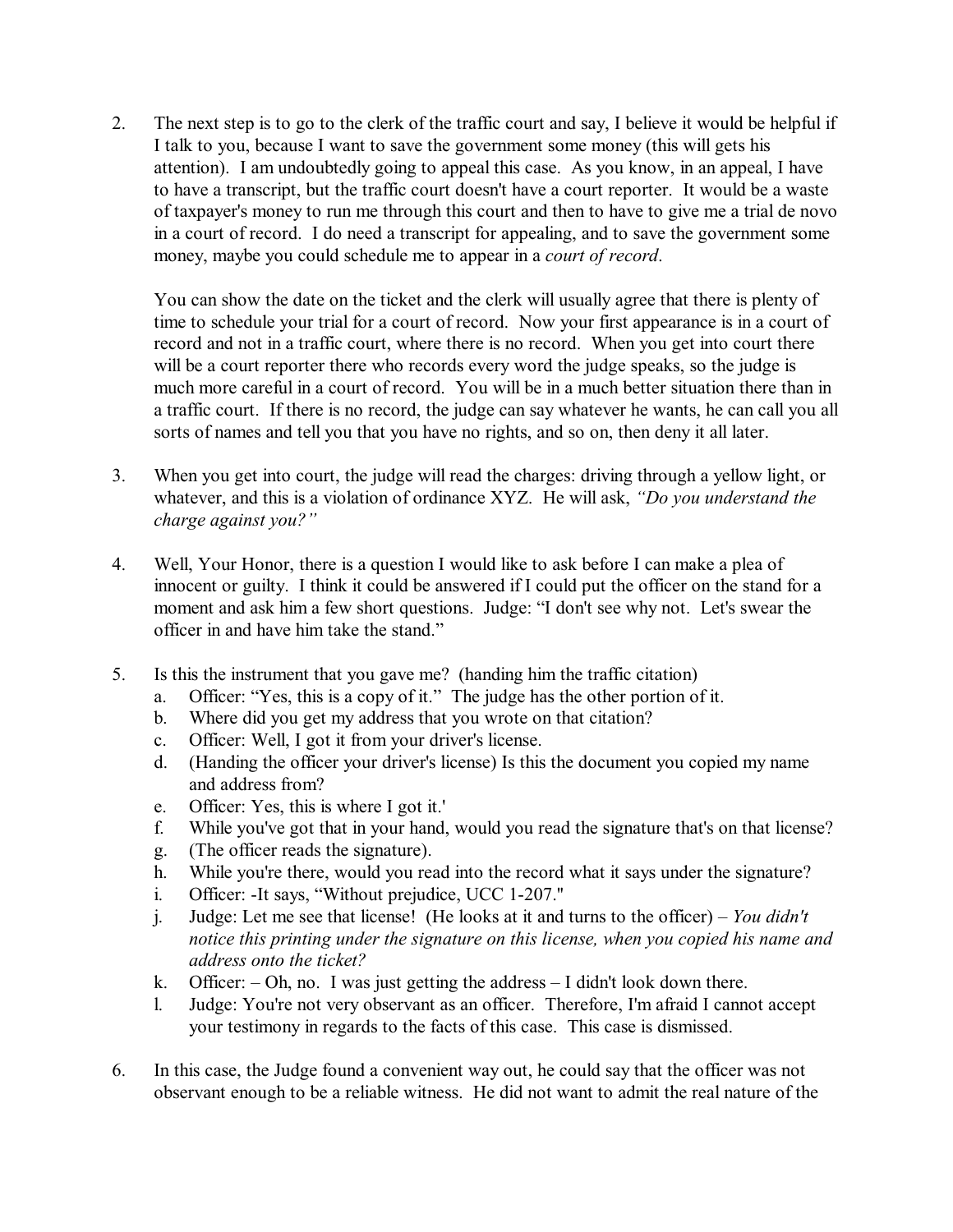2. The next step is to go to the clerk of the traffic court and say, I believe it would be helpful if I talk to you, because I want to save the government some money (this will gets his attention). I am undoubtedly going to appeal this case. As you know, in an appeal, I have to have a transcript, but the traffic court doesn't have a court reporter. It would be a waste of taxpayer's money to run me through this court and then to have to give me a trial de novo in a court of record. I do need a transcript for appealing, and to save the government some money, maybe you could schedule me to appear in a *court of record*.

   You can show the date on the ticket and the clerk will usually agree that there is plenty of time to schedule your trial for a court of record. Now your first appearance is in a court of record and not in a traffic court, where there is no record. When you get into court there will be a court reporter there who records every word the judge speaks, so the judge is much more careful in a court of record. You will be in a much better situation there than in a traffic court. If there is no record, the judge can say whatever he wants, he can call you all sorts of names and tell you that you have no rights, and so on, then deny it all later.

3. When you get into court, the judge will read the charges: driving through a yellow light, or whatever, and this is a violation of ordinance XYZ. He will ask, *"Do you understand the charge against you?"*

4. Well, Your Honor, there is a question I would like to ask before I can make a plea of innocent or guilty. I think it could be answered if I could put the officer on the stand for a moment and ask him a few short questions. Judge: "I don't see why not. Let's swear the officer in and have him take the stand."

5. Is this the instrument that you gave me? (handing him the traffic citation)
   a. Officer: "Yes, this is a copy of it." The judge has the other portion of it.
   b. Where did you get my address that you wrote on that citation?
   c. Officer: Well, I got it from your driver's license.
   d. (Handing the officer your driver's license) Is this the document you copied my name and address from?
   e. Officer: Yes, this is where I got it.'
   f. While you've got that in your hand, would you read the signature that's on that license?
   g. (The officer reads the signature).
   h. While you're there, would you read into the record what it says under the signature?
   i. Officer: -It says, "Without prejudice, UCC 1-207."
   j. Judge: Let me see that license! (He looks at it and turns to the officer) – *You didn't notice this printing under the signature on this license, when you copied his name and address onto the ticket?*
   k. Officer: – Oh, no. I was just getting the address – I didn't look down there.
   l. Judge: You're not very observant as an officer. Therefore, I'm afraid I cannot accept your testimony in regards to the facts of this case. This case is dismissed.

6. In this case, the Judge found a convenient way out, he could say that the officer was not observant enough to be a reliable witness. He did not want to admit the real nature of the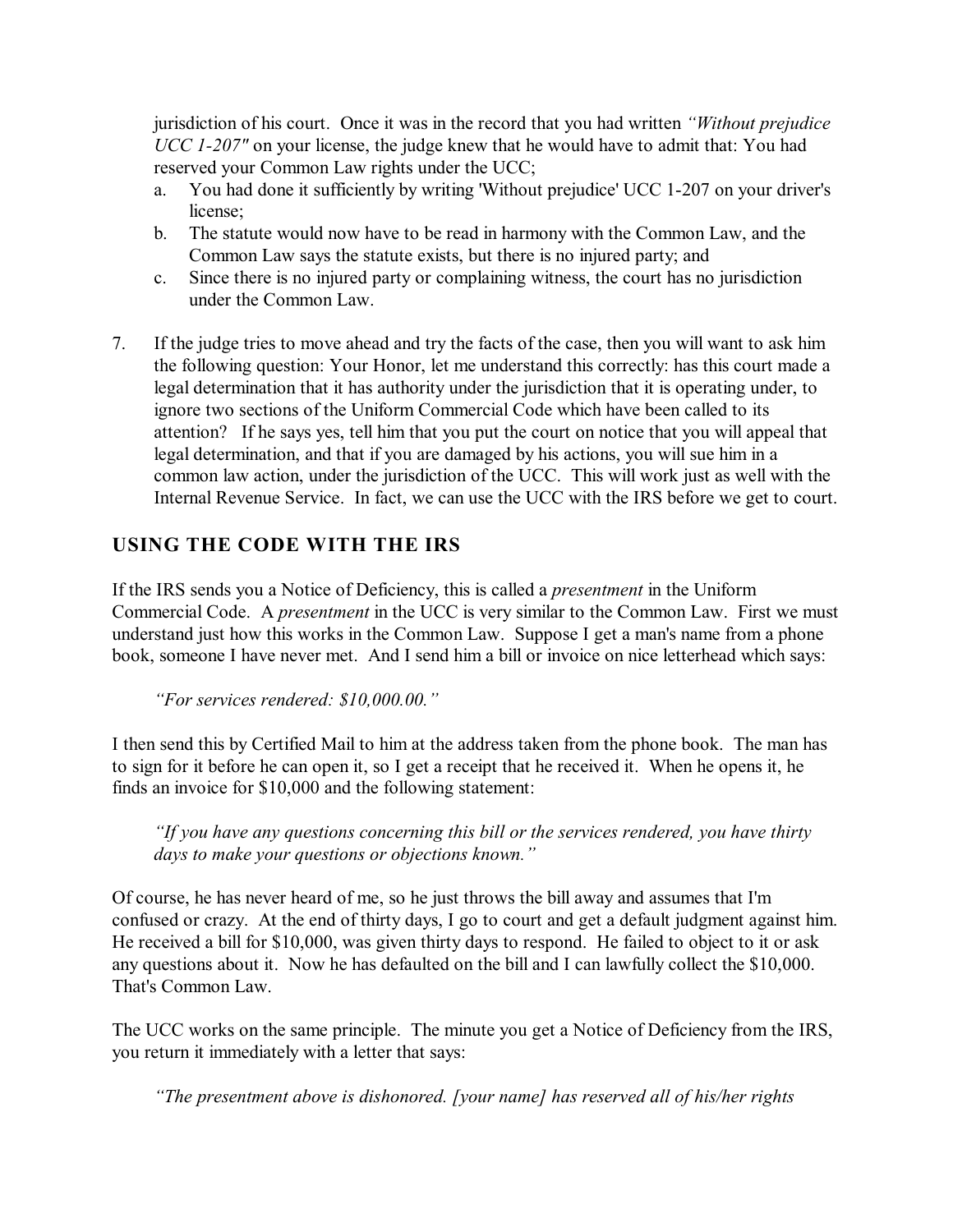jurisdiction of his court. Once it was in the record that you had written *"Without prejudice UCC 1-207"* on your license, the judge knew that he would have to admit that: You had reserved your Common Law rights under the UCC;

a. You had done it sufficiently by writing 'Without prejudice' UCC 1-207 on your driver's license;
b. The statute would now have to be read in harmony with the Common Law, and the Common Law says the statute exists, but there is no injured party; and
c. Since there is no injured party or complaining witness, the court has no jurisdiction under the Common Law.

7. If the judge tries to move ahead and try the facts of the case, then you will want to ask him the following question: Your Honor, let me understand this correctly: has this court made a legal determination that it has authority under the jurisdiction that it is operating under, to ignore two sections of the Uniform Commercial Code which have been called to its attention? If he says yes, tell him that you put the court on notice that you will appeal that legal determination, and that if you are damaged by his actions, you will sue him in a common law action, under the jurisdiction of the UCC. This will work just as well with the Internal Revenue Service. In fact, we can use the UCC with the IRS before we get to court.

## USING THE CODE WITH THE IRS

If the IRS sends you a Notice of Deficiency, this is called a *presentment* in the Uniform Commercial Code. A *presentment* in the UCC is very similar to the Common Law. First we must understand just how this works in the Common Law. Suppose I get a man's name from a phone book, someone I have never met. And I send him a bill or invoice on nice letterhead which says:

> *"For services rendered: $10,000.00."*

I then send this by Certified Mail to him at the address taken from the phone book. The man has to sign for it before he can open it, so I get a receipt that he received it. When he opens it, he finds an invoice for $10,000 and the following statement:

> *"If you have any questions concerning this bill or the services rendered, you have thirty days to make your questions or objections known."*

Of course, he has never heard of me, so he just throws the bill away and assumes that I'm confused or crazy. At the end of thirty days, I go to court and get a default judgment against him. He received a bill for $10,000, was given thirty days to respond. He failed to object to it or ask any questions about it. Now he has defaulted on the bill and I can lawfully collect the $10,000. That's Common Law.

The UCC works on the same principle. The minute you get a Notice of Deficiency from the IRS, you return it immediately with a letter that says:

> *"The presentment above is dishonored. [your name] has reserved all of his/her rights*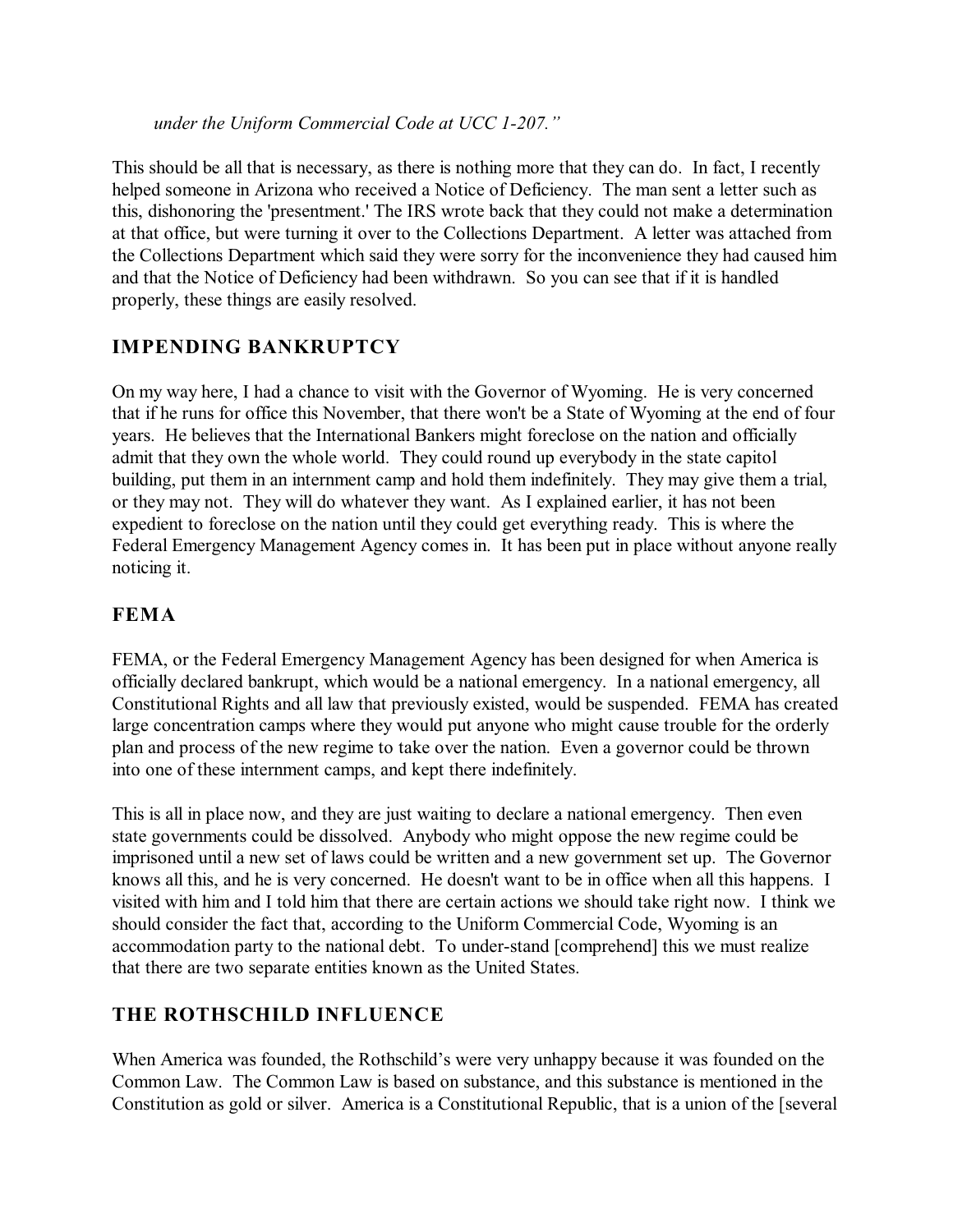*under the Uniform Commercial Code at UCC 1-207."*

This should be all that is necessary, as there is nothing more that they can do. In fact, I recently helped someone in Arizona who received a Notice of Deficiency. The man sent a letter such as this, dishonoring the 'presentment.' The IRS wrote back that they could not make a determination at that office, but were turning it over to the Collections Department. A letter was attached from the Collections Department which said they were sorry for the inconvenience they had caused him and that the Notice of Deficiency had been withdrawn. So you can see that if it is handled properly, these things are easily resolved.

## IMPENDING BANKRUPTCY

On my way here, I had a chance to visit with the Governor of Wyoming. He is very concerned that if he runs for office this November, that there won't be a State of Wyoming at the end of four years. He believes that the International Bankers might foreclose on the nation and officially admit that they own the whole world. They could round up everybody in the state capitol building, put them in an internment camp and hold them indefinitely. They may give them a trial, or they may not. They will do whatever they want. As I explained earlier, it has not been expedient to foreclose on the nation until they could get everything ready. This is where the Federal Emergency Management Agency comes in. It has been put in place without anyone really noticing it.

## FEMA

FEMA, or the Federal Emergency Management Agency has been designed for when America is officially declared bankrupt, which would be a national emergency. In a national emergency, all Constitutional Rights and all law that previously existed, would be suspended. FEMA has created large concentration camps where they would put anyone who might cause trouble for the orderly plan and process of the new regime to take over the nation. Even a governor could be thrown into one of these internment camps, and kept there indefinitely.

This is all in place now, and they are just waiting to declare a national emergency. Then even state governments could be dissolved. Anybody who might oppose the new regime could be imprisoned until a new set of laws could be written and a new government set up. The Governor knows all this, and he is very concerned. He doesn't want to be in office when all this happens. I visited with him and I told him that there are certain actions we should take right now. I think we should consider the fact that, according to the Uniform Commercial Code, Wyoming is an accommodation party to the national debt. To under-stand [comprehend] this we must realize that there are two separate entities known as the United States.

## THE ROTHSCHILD INFLUENCE

When America was founded, the Rothschild's were very unhappy because it was founded on the Common Law. The Common Law is based on substance, and this substance is mentioned in the Constitution as gold or silver. America is a Constitutional Republic, that is a union of the [several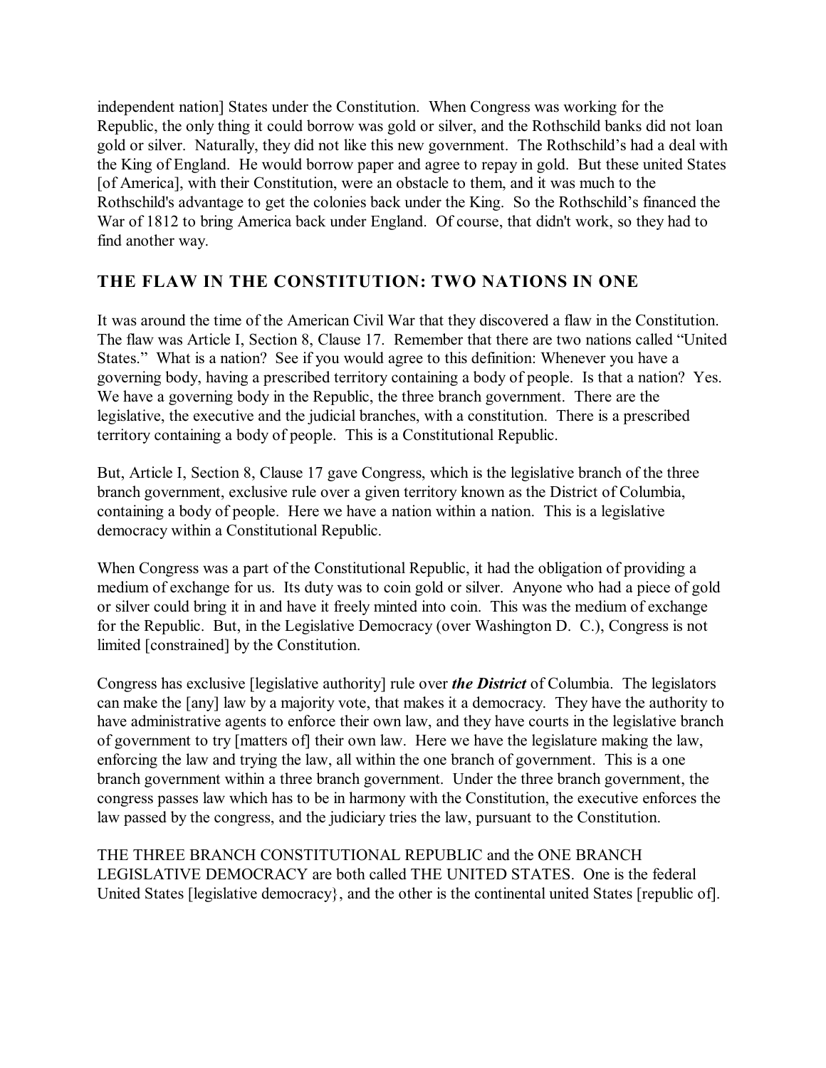independent nation] States under the Constitution. When Congress was working for the Republic, the only thing it could borrow was gold or silver, and the Rothschild banks did not loan gold or silver. Naturally, they did not like this new government. The Rothschild's had a deal with the King of England. He would borrow paper and agree to repay in gold. But these united States [of America], with their Constitution, were an obstacle to them, and it was much to the Rothschild's advantage to get the colonies back under the King. So the Rothschild's financed the War of 1812 to bring America back under England. Of course, that didn't work, so they had to find another way.

## THE FLAW IN THE CONSTITUTION: TWO NATIONS IN ONE

It was around the time of the American Civil War that they discovered a flaw in the Constitution. The flaw was Article I, Section 8, Clause 17. Remember that there are two nations called "United States." What is a nation? See if you would agree to this definition: Whenever you have a governing body, having a prescribed territory containing a body of people. Is that a nation? Yes. We have a governing body in the Republic, the three branch government. There are the legislative, the executive and the judicial branches, with a constitution. There is a prescribed territory containing a body of people. This is a Constitutional Republic.

But, Article I, Section 8, Clause 17 gave Congress, which is the legislative branch of the three branch government, exclusive rule over a given territory known as the District of Columbia, containing a body of people. Here we have a nation within a nation. This is a legislative democracy within a Constitutional Republic.

When Congress was a part of the Constitutional Republic, it had the obligation of providing a medium of exchange for us. Its duty was to coin gold or silver. Anyone who had a piece of gold or silver could bring it in and have it freely minted into coin. This was the medium of exchange for the Republic. But, in the Legislative Democracy (over Washington D. C.), Congress is not limited [constrained] by the Constitution.

Congress has exclusive [legislative authority] rule over ***the District*** of Columbia. The legislators can make the [any] law by a majority vote, that makes it a democracy. They have the authority to have administrative agents to enforce their own law, and they have courts in the legislative branch of government to try [matters of] their own law. Here we have the legislature making the law, enforcing the law and trying the law, all within the one branch of government. This is a one branch government within a three branch government. Under the three branch government, the congress passes law which has to be in harmony with the Constitution, the executive enforces the law passed by the congress, and the judiciary tries the law, pursuant to the Constitution.

THE THREE BRANCH CONSTITUTIONAL REPUBLIC and the ONE BRANCH LEGISLATIVE DEMOCRACY are both called THE UNITED STATES. One is the federal United States [legislative democracy}, and the other is the continental united States [republic of].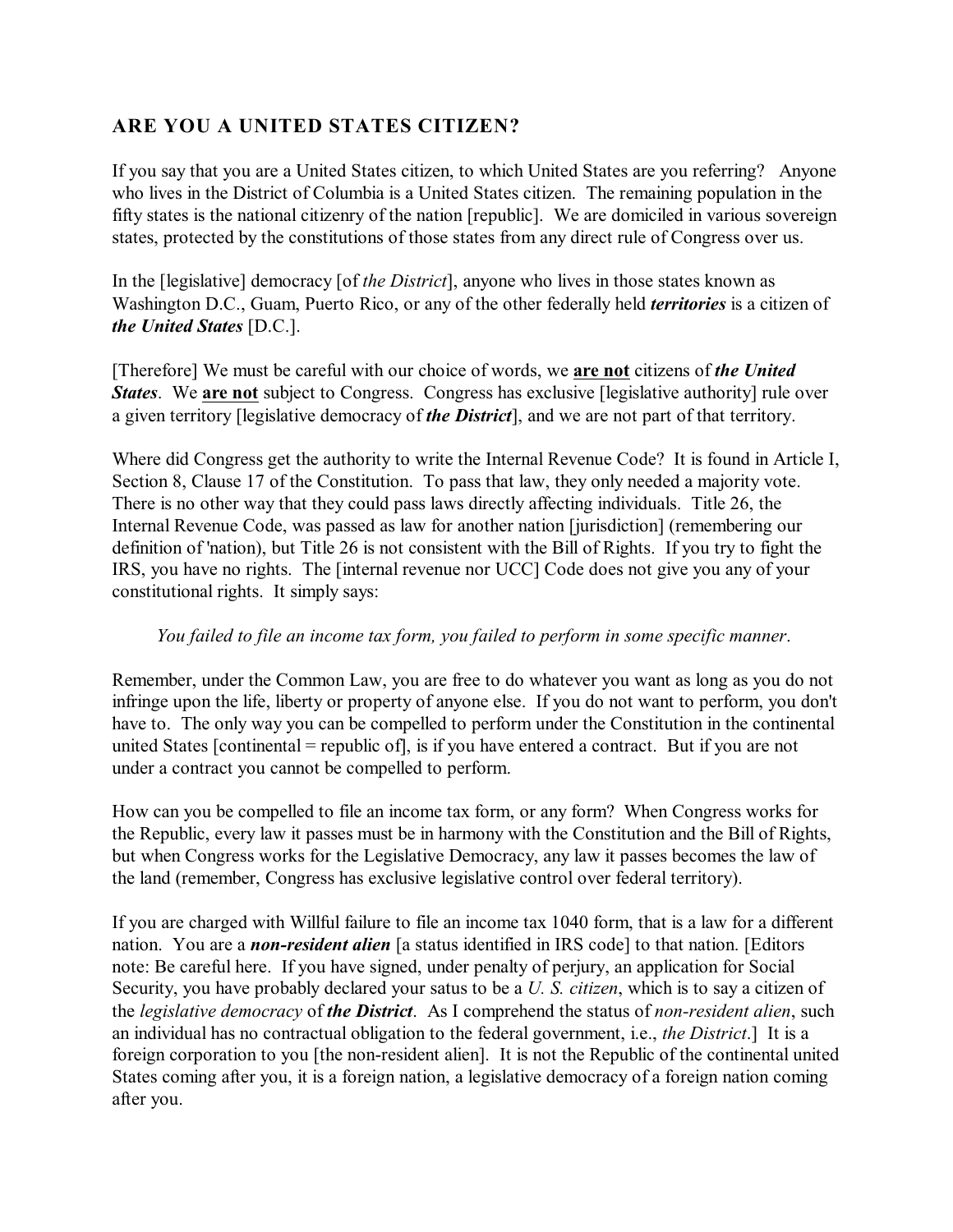## ARE YOU A UNITED STATES CITIZEN?

If you say that you are a United States citizen, to which United States are you referring? Anyone who lives in the District of Columbia is a United States citizen. The remaining population in the fifty states is the national citizenry of the nation [republic]. We are domiciled in various sovereign states, protected by the constitutions of those states from any direct rule of Congress over us.

In the [legislative] democracy [of *the District*], anyone who lives in those states known as Washington D.C., Guam, Puerto Rico, or any of the other federally held ***territories*** is a citizen of ***the United States*** [D.C.].

[Therefore] We must be careful with our choice of words, we **<u>are not</u>** citizens of ***the United States***. We **<u>are not</u>** subject to Congress. Congress has exclusive [legislative authority] rule over a given territory [legislative democracy of ***the District***], and we are not part of that territory.

Where did Congress get the authority to write the Internal Revenue Code? It is found in Article I, Section 8, Clause 17 of the Constitution. To pass that law, they only needed a majority vote. There is no other way that they could pass laws directly affecting individuals. Title 26, the Internal Revenue Code, was passed as law for another nation [jurisdiction] (remembering our definition of 'nation), but Title 26 is not consistent with the Bill of Rights. If you try to fight the IRS, you have no rights. The [internal revenue nor UCC] Code does not give you any of your constitutional rights. It simply says:

> *You failed to file an income tax form, you failed to perform in some specific manner*.

Remember, under the Common Law, you are free to do whatever you want as long as you do not infringe upon the life, liberty or property of anyone else. If you do not want to perform, you don't have to. The only way you can be compelled to perform under the Constitution in the continental united States [continental = republic of], is if you have entered a contract. But if you are not under a contract you cannot be compelled to perform.

How can you be compelled to file an income tax form, or any form? When Congress works for the Republic, every law it passes must be in harmony with the Constitution and the Bill of Rights, but when Congress works for the Legislative Democracy, any law it passes becomes the law of the land (remember, Congress has exclusive legislative control over federal territory).

If you are charged with Willful failure to file an income tax 1040 form, that is a law for a different nation. You are a ***non-resident alien*** [a status identified in IRS code] to that nation. [Editors note: Be careful here. If you have signed, under penalty of perjury, an application for Social Security, you have probably declared your satus to be a *U. S. citizen*, which is to say a citizen of the *legislative democracy* of ***the District***. As I comprehend the status of *non-resident alien*, such an individual has no contractual obligation to the federal government, i.e., *the District*.] It is a foreign corporation to you [the non-resident alien]. It is not the Republic of the continental united States coming after you, it is a foreign nation, a legislative democracy of a foreign nation coming after you.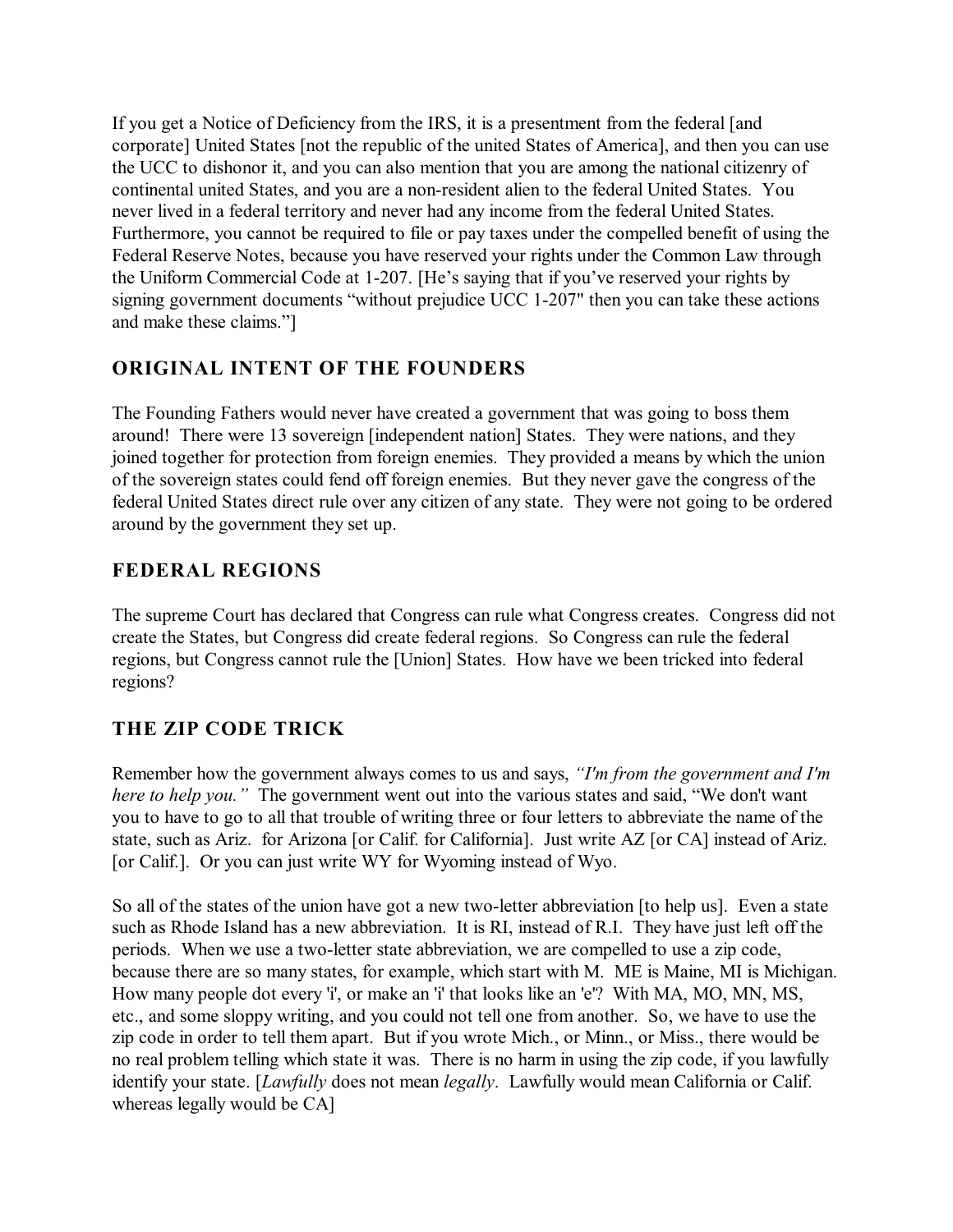If you get a Notice of Deficiency from the IRS, it is a presentment from the federal [and corporate] United States [not the republic of the united States of America], and then you can use the UCC to dishonor it, and you can also mention that you are among the national citizenry of continental united States, and you are a non-resident alien to the federal United States. You never lived in a federal territory and never had any income from the federal United States. Furthermore, you cannot be required to file or pay taxes under the compelled benefit of using the Federal Reserve Notes, because you have reserved your rights under the Common Law through the Uniform Commercial Code at 1-207. [He's saying that if you've reserved your rights by signing government documents "without prejudice UCC 1-207" then you can take these actions and make these claims."]

## ORIGINAL INTENT OF THE FOUNDERS

The Founding Fathers would never have created a government that was going to boss them around! There were 13 sovereign [independent nation] States. They were nations, and they joined together for protection from foreign enemies. They provided a means by which the union of the sovereign states could fend off foreign enemies. But they never gave the congress of the federal United States direct rule over any citizen of any state. They were not going to be ordered around by the government they set up.

## FEDERAL REGIONS

The supreme Court has declared that Congress can rule what Congress creates. Congress did not create the States, but Congress did create federal regions. So Congress can rule the federal regions, but Congress cannot rule the [Union] States. How have we been tricked into federal regions?

## THE ZIP CODE TRICK

Remember how the government always comes to us and says, *"I'm from the government and I'm here to help you."* The government went out into the various states and said, "We don't want you to have to go to all that trouble of writing three or four letters to abbreviate the name of the state, such as Ariz. for Arizona [or Calif. for California]. Just write AZ [or CA] instead of Ariz. [or Calif.]. Or you can just write WY for Wyoming instead of Wyo.

So all of the states of the union have got a new two-letter abbreviation [to help us]. Even a state such as Rhode Island has a new abbreviation. It is RI, instead of R.I. They have just left off the periods. When we use a two-letter state abbreviation, we are compelled to use a zip code, because there are so many states, for example, which start with M. ME is Maine, MI is Michigan. How many people dot every 'i', or make an 'i' that looks like an 'e'? With MA, MO, MN, MS, etc., and some sloppy writing, and you could not tell one from another. So, we have to use the zip code in order to tell them apart. But if you wrote Mich., or Minn., or Miss., there would be no real problem telling which state it was. There is no harm in using the zip code, if you lawfully identify your state. [*Lawfully* does not mean *legally*. Lawfully would mean California or Calif. whereas legally would be CA]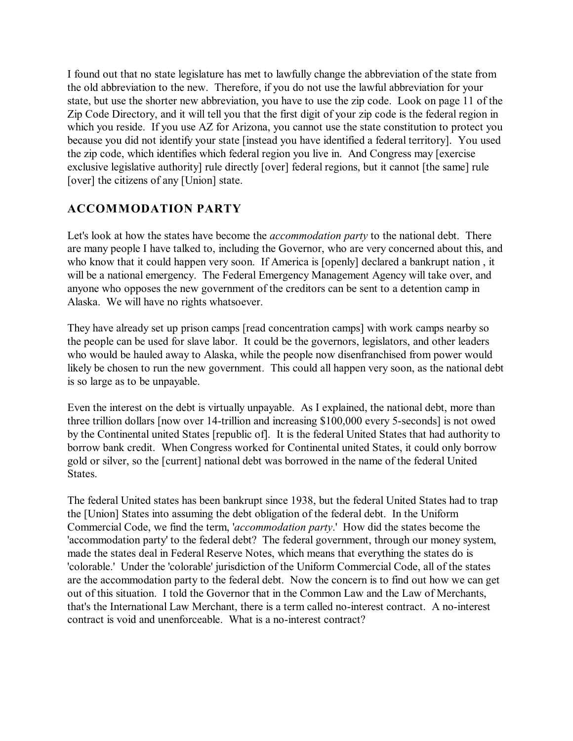I found out that no state legislature has met to lawfully change the abbreviation of the state from the old abbreviation to the new. Therefore, if you do not use the lawful abbreviation for your state, but use the shorter new abbreviation, you have to use the zip code. Look on page 11 of the Zip Code Directory, and it will tell you that the first digit of your zip code is the federal region in which you reside. If you use AZ for Arizona, you cannot use the state constitution to protect you because you did not identify your state [instead you have identified a federal territory]. You used the zip code, which identifies which federal region you live in. And Congress may [exercise exclusive legislative authority] rule directly [over] federal regions, but it cannot [the same] rule [over] the citizens of any [Union] state.

## ACCOMMODATION PARTY

Let's look at how the states have become the *accommodation party* to the national debt. There are many people I have talked to, including the Governor, who are very concerned about this, and who know that it could happen very soon. If America is [openly] declared a bankrupt nation , it will be a national emergency. The Federal Emergency Management Agency will take over, and anyone who opposes the new government of the creditors can be sent to a detention camp in Alaska. We will have no rights whatsoever.

They have already set up prison camps [read concentration camps] with work camps nearby so the people can be used for slave labor. It could be the governors, legislators, and other leaders who would be hauled away to Alaska, while the people now disenfranchised from power would likely be chosen to run the new government. This could all happen very soon, as the national debt is so large as to be unpayable.

Even the interest on the debt is virtually unpayable. As I explained, the national debt, more than three trillion dollars [now over 14-trillion and increasing $100,000 every 5-seconds] is not owed by the Continental united States [republic of]. It is the federal United States that had authority to borrow bank credit. When Congress worked for Continental united States, it could only borrow gold or silver, so the [current] national debt was borrowed in the name of the federal United States.

The federal United states has been bankrupt since 1938, but the federal United States had to trap the [Union] States into assuming the debt obligation of the federal debt. In the Uniform Commercial Code, we find the term, '*accommodation party*.' How did the states become the 'accommodation party' to the federal debt? The federal government, through our money system, made the states deal in Federal Reserve Notes, which means that everything the states do is 'colorable.' Under the 'colorable' jurisdiction of the Uniform Commercial Code, all of the states are the accommodation party to the federal debt. Now the concern is to find out how we can get out of this situation. I told the Governor that in the Common Law and the Law of Merchants, that's the International Law Merchant, there is a term called no-interest contract. A no-interest contract is void and unenforceable. What is a no-interest contract?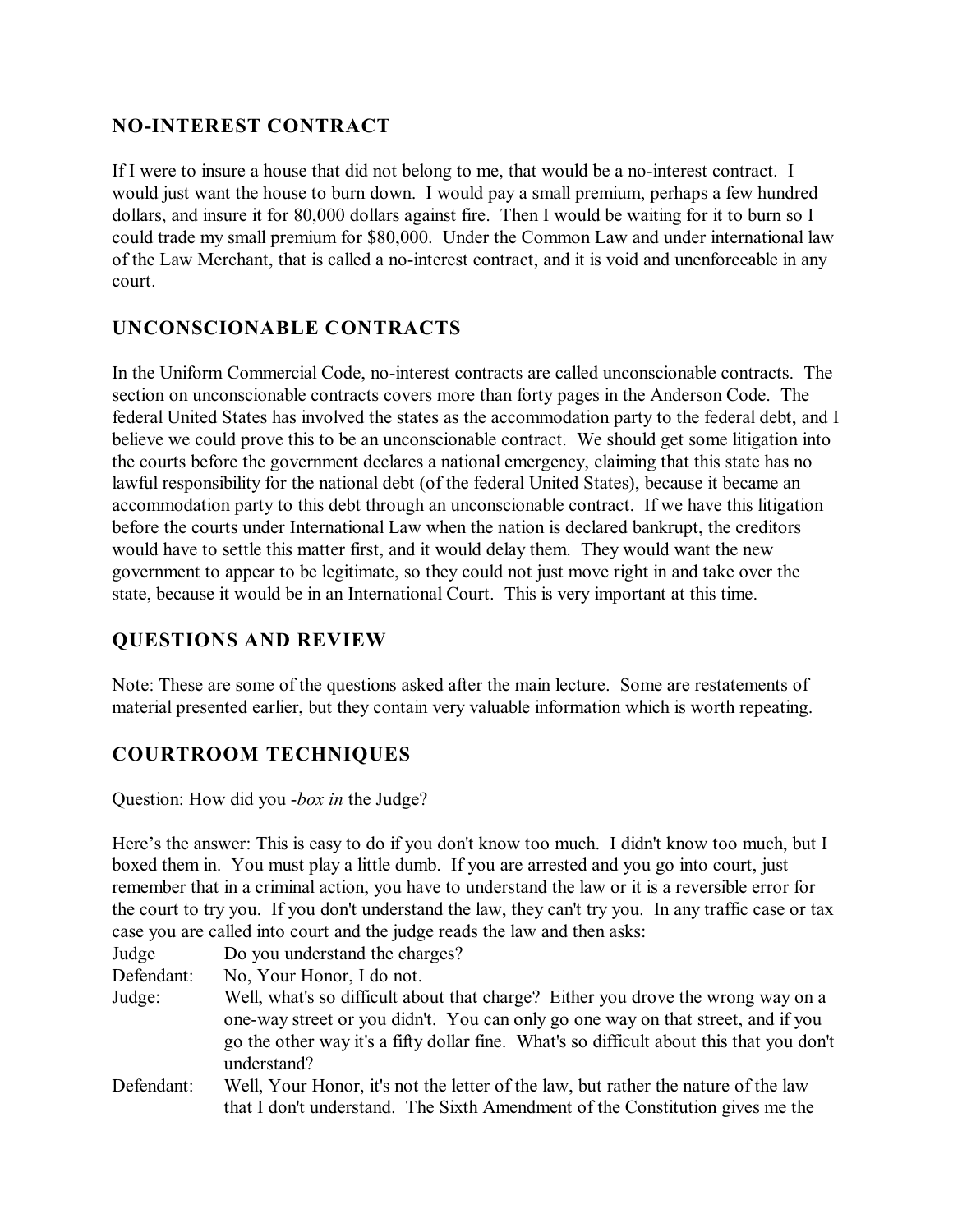## NO-INTEREST CONTRACT

If I were to insure a house that did not belong to me, that would be a no-interest contract. I would just want the house to burn down. I would pay a small premium, perhaps a few hundred dollars, and insure it for 80,000 dollars against fire. Then I would be waiting for it to burn so I could trade my small premium for $80,000. Under the Common Law and under international law of the Law Merchant, that is called a no-interest contract, and it is void and unenforceable in any court.

## UNCONSCIONABLE CONTRACTS

In the Uniform Commercial Code, no-interest contracts are called unconscionable contracts. The section on unconscionable contracts covers more than forty pages in the Anderson Code. The federal United States has involved the states as the accommodation party to the federal debt, and I believe we could prove this to be an unconscionable contract. We should get some litigation into the courts before the government declares a national emergency, claiming that this state has no lawful responsibility for the national debt (of the federal United States), because it became an accommodation party to this debt through an unconscionable contract. If we have this litigation before the courts under International Law when the nation is declared bankrupt, the creditors would have to settle this matter first, and it would delay them. They would want the new government to appear to be legitimate, so they could not just move right in and take over the state, because it would be in an International Court. This is very important at this time.

## QUESTIONS AND REVIEW

Note: These are some of the questions asked after the main lecture. Some are restatements of material presented earlier, but they contain very valuable information which is worth repeating.

## COURTROOM TECHNIQUES

Question: How did you -*box in* the Judge?

Here's the answer: This is easy to do if you don't know too much. I didn't know too much, but I boxed them in. You must play a little dumb. If you are arrested and you go into court, just remember that in a criminal action, you have to understand the law or it is a reversible error for the court to try you. If you don't understand the law, they can't try you. In any traffic case or tax case you are called into court and the judge reads the law and then asks:

Judge Do you understand the charges?

Defendant: No, Your Honor, I do not.

Judge: Well, what's so difficult about that charge? Either you drove the wrong way on a one-way street or you didn't. You can only go one way on that street, and if you go the other way it's a fifty dollar fine. What's so difficult about this that you don't understand?

Defendant: Well, Your Honor, it's not the letter of the law, but rather the nature of the law that I don't understand. The Sixth Amendment of the Constitution gives me the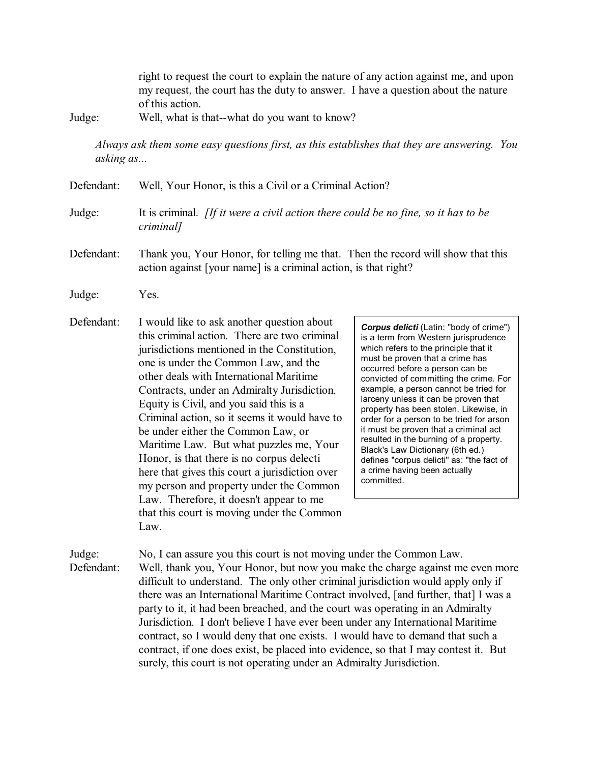right to request the court to explain the nature of any action against me, and upon my request, the court has the duty to answer. I have a question about the nature of this action.

Judge: Well, what is that--what do you want to know?

*Always ask them some easy questions first, as this establishes that they are answering. You asking as...*

Defendant: Well, Your Honor, is this a Civil or a Criminal Action?

Judge: It is criminal. *[If it were a civil action there could be no fine, so it has to be criminal]*

Defendant: Thank you, Your Honor, for telling me that. Then the record will show that this action against [your name] is a criminal action, is that right?

Judge: Yes.

Defendant: I would like to ask another question about this criminal action. There are two criminal jurisdictions mentioned in the Constitution, one is under the Common Law, and the other deals with International Maritime Contracts, under an Admiralty Jurisdiction. Equity is Civil, and you said this is a Criminal action, so it seems it would have to be under either the Common Law, or Maritime Law. But what puzzles me, Your Honor, is that there is no corpus delecti here that gives this court a jurisdiction over my person and property under the Common Law. Therefore, it doesn't appear to me that this court is moving under the Common Law.

> ***Corpus delicti*** (Latin: "body of crime") is a term from Western jurisprudence which refers to the principle that it must be proven that a crime has occurred before a person can be convicted of committing the crime. For example, a person cannot be tried for larceny unless it can be proven that property has been stolen. Likewise, in order for a person to be tried for arson it must be proven that a criminal act resulted in the burning of a property. Black's Law Dictionary (6th ed.) defines "corpus delicti" as: "the fact of a crime having been actually committed.

Judge: No, I can assure you this court is not moving under the Common Law.

Defendant: Well, thank you, Your Honor, but now you make the charge against me even more difficult to understand. The only other criminal jurisdiction would apply only if there was an International Maritime Contract involved, [and further, that] I was a party to it, it had been breached, and the court was operating in an Admiralty Jurisdiction. I don't believe I have ever been under any International Maritime contract, so I would deny that one exists. I would have to demand that such a contract, if one does exist, be placed into evidence, so that I may contest it. But surely, this court is not operating under an Admiralty Jurisdiction.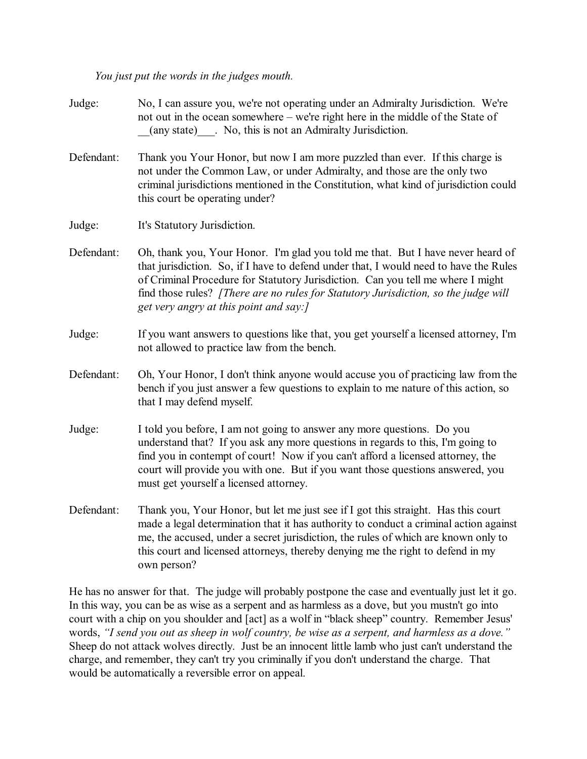*You just put the words in the judges mouth.*

Judge: No, I can assure you, we're not operating under an Admiralty Jurisdiction. We're not out in the ocean somewhere – we're right here in the middle of the State of __(any state)___. No, this is not an Admiralty Jurisdiction.

Defendant: Thank you Your Honor, but now I am more puzzled than ever. If this charge is not under the Common Law, or under Admiralty, and those are the only two criminal jurisdictions mentioned in the Constitution, what kind of jurisdiction could this court be operating under?

Judge: It's Statutory Jurisdiction.

Defendant: Oh, thank you, Your Honor. I'm glad you told me that. But I have never heard of that jurisdiction. So, if I have to defend under that, I would need to have the Rules of Criminal Procedure for Statutory Jurisdiction. Can you tell me where I might find those rules? *[There are no rules for Statutory Jurisdiction, so the judge will get very angry at this point and say:]*

Judge: If you want answers to questions like that, you get yourself a licensed attorney, I'm not allowed to practice law from the bench.

Defendant: Oh, Your Honor, I don't think anyone would accuse you of practicing law from the bench if you just answer a few questions to explain to me nature of this action, so that I may defend myself.

Judge: I told you before, I am not going to answer any more questions. Do you understand that? If you ask any more questions in regards to this, I'm going to find you in contempt of court! Now if you can't afford a licensed attorney, the court will provide you with one. But if you want those questions answered, you must get yourself a licensed attorney.

Defendant: Thank you, Your Honor, but let me just see if I got this straight. Has this court made a legal determination that it has authority to conduct a criminal action against me, the accused, under a secret jurisdiction, the rules of which are known only to this court and licensed attorneys, thereby denying me the right to defend in my own person?

He has no answer for that. The judge will probably postpone the case and eventually just let it go. In this way, you can be as wise as a serpent and as harmless as a dove, but you mustn't go into court with a chip on you shoulder and [act] as a wolf in "black sheep" country. Remember Jesus' words, *"I send you out as sheep in wolf country, be wise as a serpent, and harmless as a dove."* Sheep do not attack wolves directly. Just be an innocent little lamb who just can't understand the charge, and remember, they can't try you criminally if you don't understand the charge. That would be automatically a reversible error on appeal.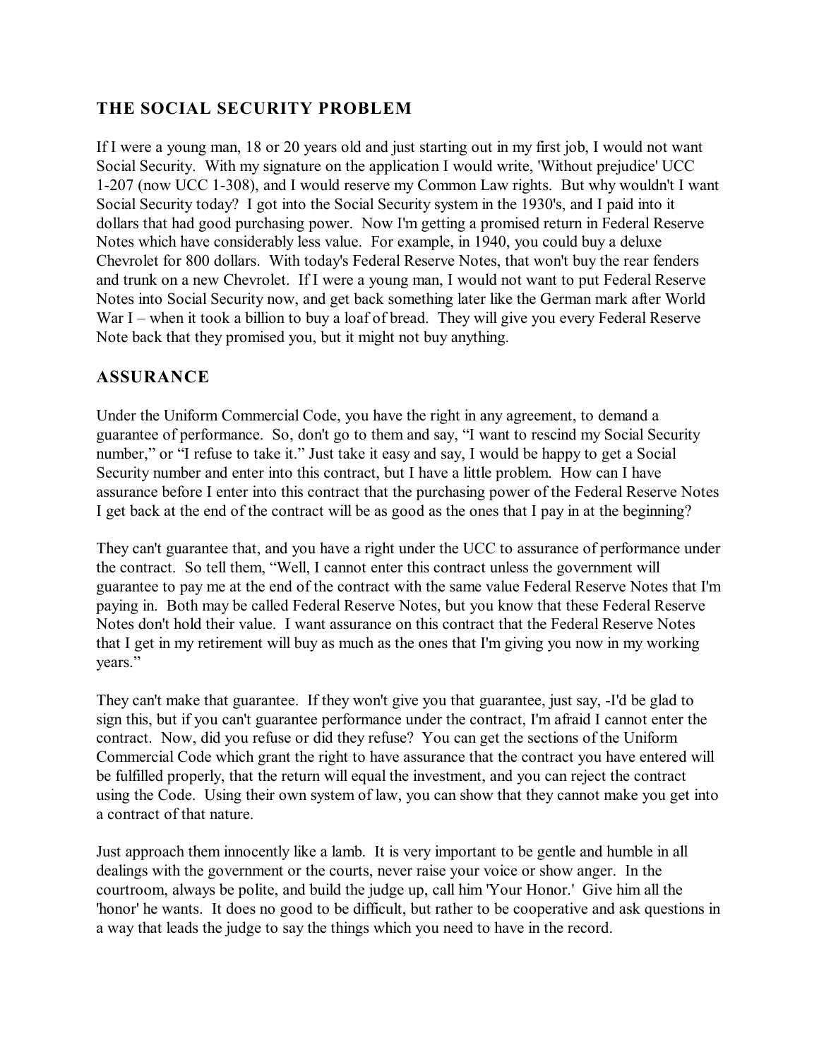## THE SOCIAL SECURITY PROBLEM

If I were a young man, 18 or 20 years old and just starting out in my first job, I would not want Social Security. With my signature on the application I would write, 'Without prejudice' UCC 1-207 (now UCC 1-308), and I would reserve my Common Law rights. But why wouldn't I want Social Security today? I got into the Social Security system in the 1930's, and I paid into it dollars that had good purchasing power. Now I'm getting a promised return in Federal Reserve Notes which have considerably less value. For example, in 1940, you could buy a deluxe Chevrolet for 800 dollars. With today's Federal Reserve Notes, that won't buy the rear fenders and trunk on a new Chevrolet. If I were a young man, I would not want to put Federal Reserve Notes into Social Security now, and get back something later like the German mark after World War I – when it took a billion to buy a loaf of bread. They will give you every Federal Reserve Note back that they promised you, but it might not buy anything.

## ASSURANCE

Under the Uniform Commercial Code, you have the right in any agreement, to demand a guarantee of performance. So, don't go to them and say, "I want to rescind my Social Security number," or "I refuse to take it." Just take it easy and say, I would be happy to get a Social Security number and enter into this contract, but I have a little problem. How can I have assurance before I enter into this contract that the purchasing power of the Federal Reserve Notes I get back at the end of the contract will be as good as the ones that I pay in at the beginning?

They can't guarantee that, and you have a right under the UCC to assurance of performance under the contract. So tell them, "Well, I cannot enter this contract unless the government will guarantee to pay me at the end of the contract with the same value Federal Reserve Notes that I'm paying in. Both may be called Federal Reserve Notes, but you know that these Federal Reserve Notes don't hold their value. I want assurance on this contract that the Federal Reserve Notes that I get in my retirement will buy as much as the ones that I'm giving you now in my working years."

They can't make that guarantee. If they won't give you that guarantee, just say, -I'd be glad to sign this, but if you can't guarantee performance under the contract, I'm afraid I cannot enter the contract. Now, did you refuse or did they refuse? You can get the sections of the Uniform Commercial Code which grant the right to have assurance that the contract you have entered will be fulfilled properly, that the return will equal the investment, and you can reject the contract using the Code. Using their own system of law, you can show that they cannot make you get into a contract of that nature.

Just approach them innocently like a lamb. It is very important to be gentle and humble in all dealings with the government or the courts, never raise your voice or show anger. In the courtroom, always be polite, and build the judge up, call him 'Your Honor.' Give him all the 'honor' he wants. It does no good to be difficult, but rather to be cooperative and ask questions in a way that leads the judge to say the things which you need to have in the record.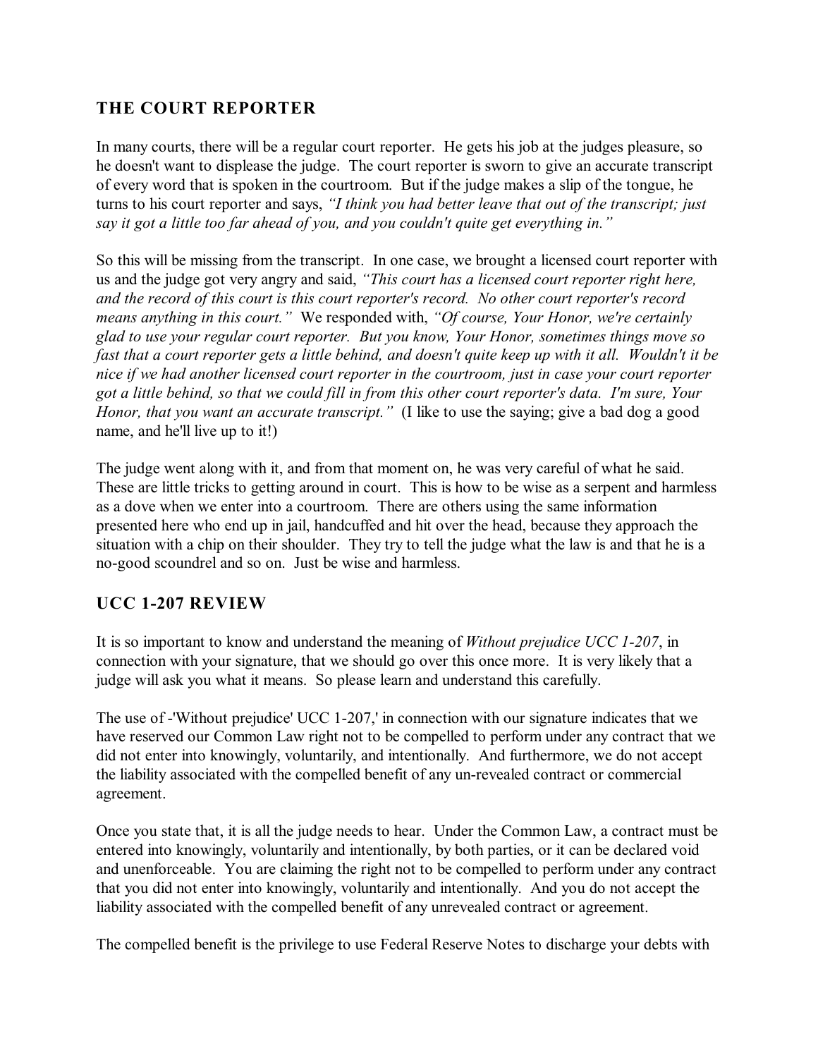## THE COURT REPORTER

In many courts, there will be a regular court reporter. He gets his job at the judges pleasure, so he doesn't want to displease the judge. The court reporter is sworn to give an accurate transcript of every word that is spoken in the courtroom. But if the judge makes a slip of the tongue, he turns to his court reporter and says, *"I think you had better leave that out of the transcript; just say it got a little too far ahead of you, and you couldn't quite get everything in."*

So this will be missing from the transcript. In one case, we brought a licensed court reporter with us and the judge got very angry and said, *"This court has a licensed court reporter right here, and the record of this court is this court reporter's record. No other court reporter's record means anything in this court."* We responded with, *"Of course, Your Honor, we're certainly glad to use your regular court reporter. But you know, Your Honor, sometimes things move so fast that a court reporter gets a little behind, and doesn't quite keep up with it all. Wouldn't it be nice if we had another licensed court reporter in the courtroom, just in case your court reporter got a little behind, so that we could fill in from this other court reporter's data. I'm sure, Your Honor, that you want an accurate transcript."* (I like to use the saying; give a bad dog a good name, and he'll live up to it!)

The judge went along with it, and from that moment on, he was very careful of what he said. These are little tricks to getting around in court. This is how to be wise as a serpent and harmless as a dove when we enter into a courtroom. There are others using the same information presented here who end up in jail, handcuffed and hit over the head, because they approach the situation with a chip on their shoulder. They try to tell the judge what the law is and that he is a no-good scoundrel and so on. Just be wise and harmless.

## UCC 1-207 REVIEW

It is so important to know and understand the meaning of *Without prejudice UCC 1-207*, in connection with your signature, that we should go over this once more. It is very likely that a judge will ask you what it means. So please learn and understand this carefully.

The use of -'Without prejudice' UCC 1-207,' in connection with our signature indicates that we have reserved our Common Law right not to be compelled to perform under any contract that we did not enter into knowingly, voluntarily, and intentionally. And furthermore, we do not accept the liability associated with the compelled benefit of any un-revealed contract or commercial agreement.

Once you state that, it is all the judge needs to hear. Under the Common Law, a contract must be entered into knowingly, voluntarily and intentionally, by both parties, or it can be declared void and unenforceable. You are claiming the right not to be compelled to perform under any contract that you did not enter into knowingly, voluntarily and intentionally. And you do not accept the liability associated with the compelled benefit of any unrevealed contract or agreement.

The compelled benefit is the privilege to use Federal Reserve Notes to discharge your debts with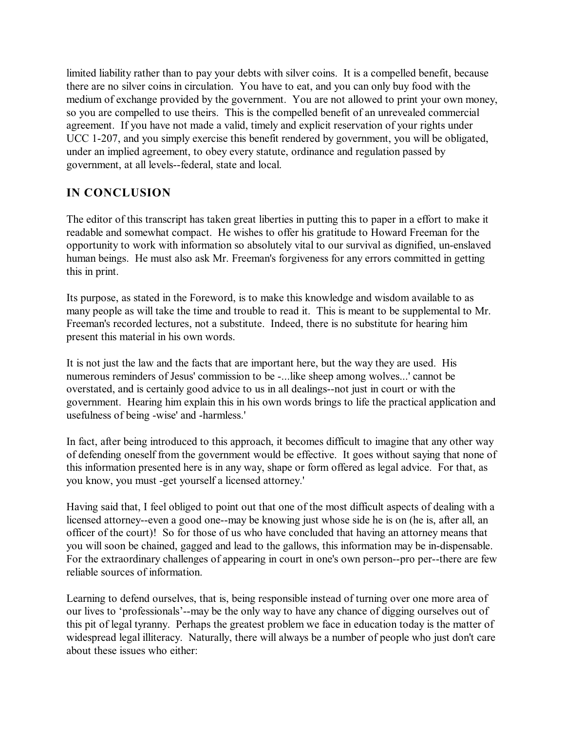limited liability rather than to pay your debts with silver coins. It is a compelled benefit, because there are no silver coins in circulation. You have to eat, and you can only buy food with the medium of exchange provided by the government. You are not allowed to print your own money, so you are compelled to use theirs. This is the compelled benefit of an unrevealed commercial agreement. If you have not made a valid, timely and explicit reservation of your rights under UCC 1-207, and you simply exercise this benefit rendered by government, you will be obligated, under an implied agreement, to obey every statute, ordinance and regulation passed by government, at all levels--federal, state and local.

## IN CONCLUSION

The editor of this transcript has taken great liberties in putting this to paper in a effort to make it readable and somewhat compact. He wishes to offer his gratitude to Howard Freeman for the opportunity to work with information so absolutely vital to our survival as dignified, un-enslaved human beings. He must also ask Mr. Freeman's forgiveness for any errors committed in getting this in print.

Its purpose, as stated in the Foreword, is to make this knowledge and wisdom available to as many people as will take the time and trouble to read it. This is meant to be supplemental to Mr. Freeman's recorded lectures, not a substitute. Indeed, there is no substitute for hearing him present this material in his own words.

It is not just the law and the facts that are important here, but the way they are used. His numerous reminders of Jesus' commission to be -...like sheep among wolves...' cannot be overstated, and is certainly good advice to us in all dealings--not just in court or with the government. Hearing him explain this in his own words brings to life the practical application and usefulness of being -wise' and -harmless.'

In fact, after being introduced to this approach, it becomes difficult to imagine that any other way of defending oneself from the government would be effective. It goes without saying that none of this information presented here is in any way, shape or form offered as legal advice. For that, as you know, you must -get yourself a licensed attorney.'

Having said that, I feel obliged to point out that one of the most difficult aspects of dealing with a licensed attorney--even a good one--may be knowing just whose side he is on (he is, after all, an officer of the court)! So for those of us who have concluded that having an attorney means that you will soon be chained, gagged and lead to the gallows, this information may be in-dispensable. For the extraordinary challenges of appearing in court in one's own person--pro per--there are few reliable sources of information.

Learning to defend ourselves, that is, being responsible instead of turning over one more area of our lives to 'professionals'--may be the only way to have any chance of digging ourselves out of this pit of legal tyranny. Perhaps the greatest problem we face in education today is the matter of widespread legal illiteracy. Naturally, there will always be a number of people who just don't care about these issues who either: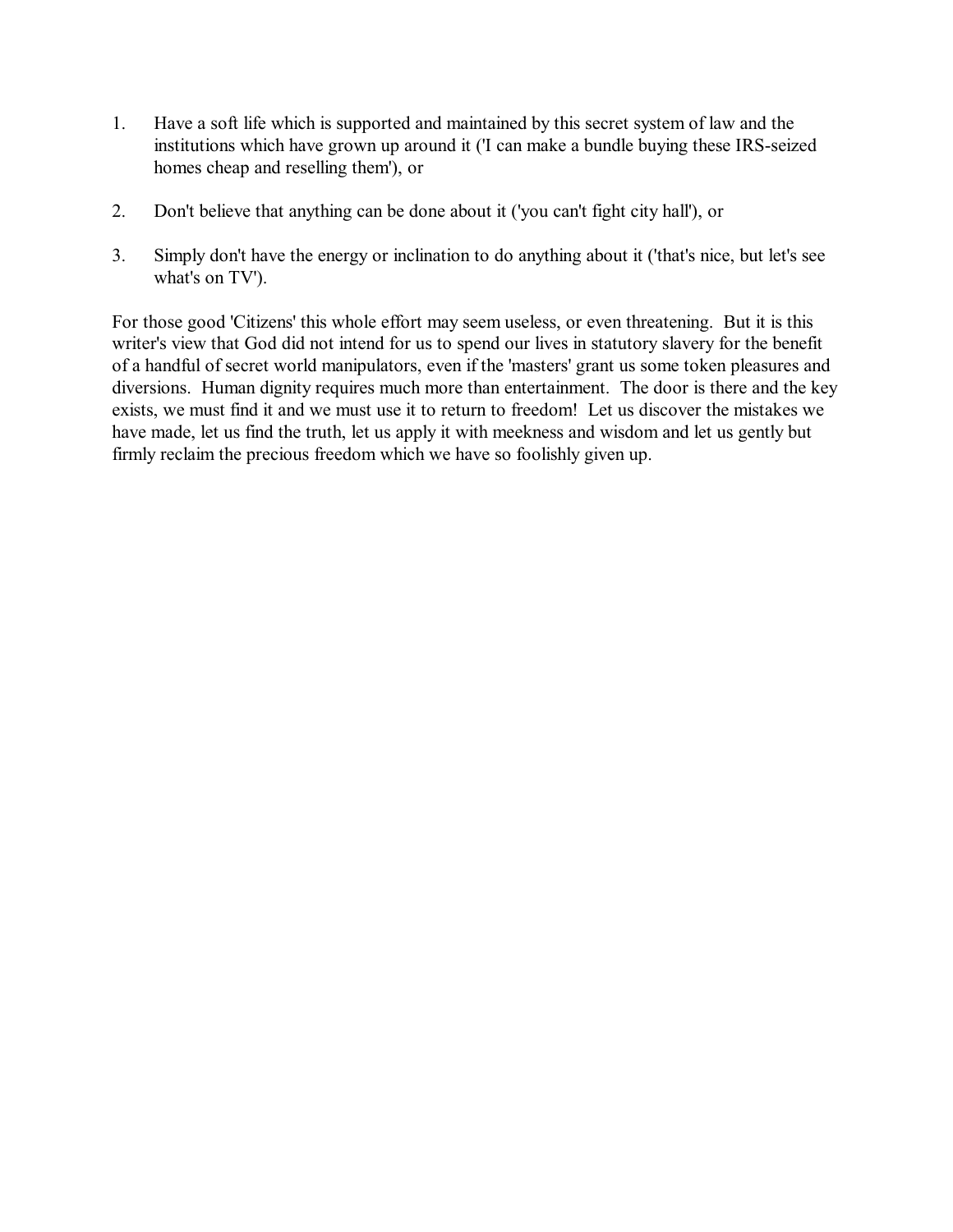1. Have a soft life which is supported and maintained by this secret system of law and the institutions which have grown up around it ('I can make a bundle buying these IRS-seized homes cheap and reselling them'), or

2. Don't believe that anything can be done about it ('you can't fight city hall'), or

3. Simply don't have the energy or inclination to do anything about it ('that's nice, but let's see what's on TV').

For those good 'Citizens' this whole effort may seem useless, or even threatening. But it is this writer's view that God did not intend for us to spend our lives in statutory slavery for the benefit of a handful of secret world manipulators, even if the 'masters' grant us some token pleasures and diversions. Human dignity requires much more than entertainment. The door is there and the key exists, we must find it and we must use it to return to freedom! Let us discover the mistakes we have made, let us find the truth, let us apply it with meekness and wisdom and let us gently but firmly reclaim the precious freedom which we have so foolishly given up.